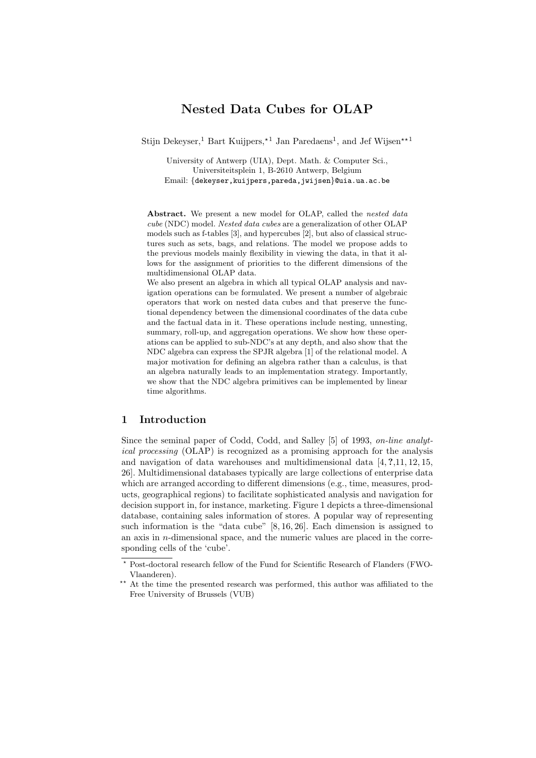# Nested Data Cubes for OLAP

Stijn Dekeyser,[1] Bart Kuijpers,[⋆1] Jan Paredaens[1], and Jef Wijsen[⋆⋆1]

University of Antwerp (UIA), Dept. Math. & Computer Sci.,
Universiteitsplein 1, B-2610 Antwerp, Belgium
Email: {dekeyser,kuijpers,pareda,jwijsen}@uia.ua.ac.be

**Abstract.** We present a new model for OLAP, called the *nested data cube* (NDC) model. *Nested data cubes* are a generalization of other OLAP models such as f-tables [3], and hypercubes [2], but also of classical structures such as sets, bags, and relations. The model we propose adds to the previous models mainly flexibility in viewing the data, in that it allows for the assignment of priorities to the different dimensions of the multidimensional OLAP data.
We also present an algebra in which all typical OLAP analysis and navigation operations can be formulated. We present a number of algebraic operators that work on nested data cubes and that preserve the functional dependency between the dimensional coordinates of the data cube and the factual data in it. These operations include nesting, unnesting, summary, roll-up, and aggregation operations. We show how these operations can be applied to sub-NDC's at any depth, and also show that the NDC algebra can express the SPJR algebra [1] of the relational model. A major motivation for defining an algebra rather than a calculus, is that an algebra naturally leads to an implementation strategy. Importantly, we show that the NDC algebra primitives can be implemented by linear time algorithms.

## 1 Introduction

Since the seminal paper of Codd, Codd, and Salley [5] of 1993, *on-line analytical processing* (OLAP) is recognized as a promising approach for the analysis and navigation of data warehouses and multidimensional data [4, **?**, 11, 12, 15, 26]. Multidimensional databases typically are large collections of enterprise data which are arranged according to different dimensions (e.g., time, measures, products, geographical regions) to facilitate sophisticated analysis and navigation for decision support in, for instance, marketing. Figure 1 depicts a three-dimensional database, containing sales information of stores. A popular way of representing such information is the "data cube" [8, 16, 26]. Each dimension is assigned to an axis in $n$-dimensional space, and the numeric values are placed in the corresponding cells of the 'cube'.

⋆ Post-doctoral research fellow of the Fund for Scientific Research of Flanders (FWO-Vlaanderen).

⋆⋆ At the time the presented research was performed, this author was affiliated to the Free University of Brussels (VUB)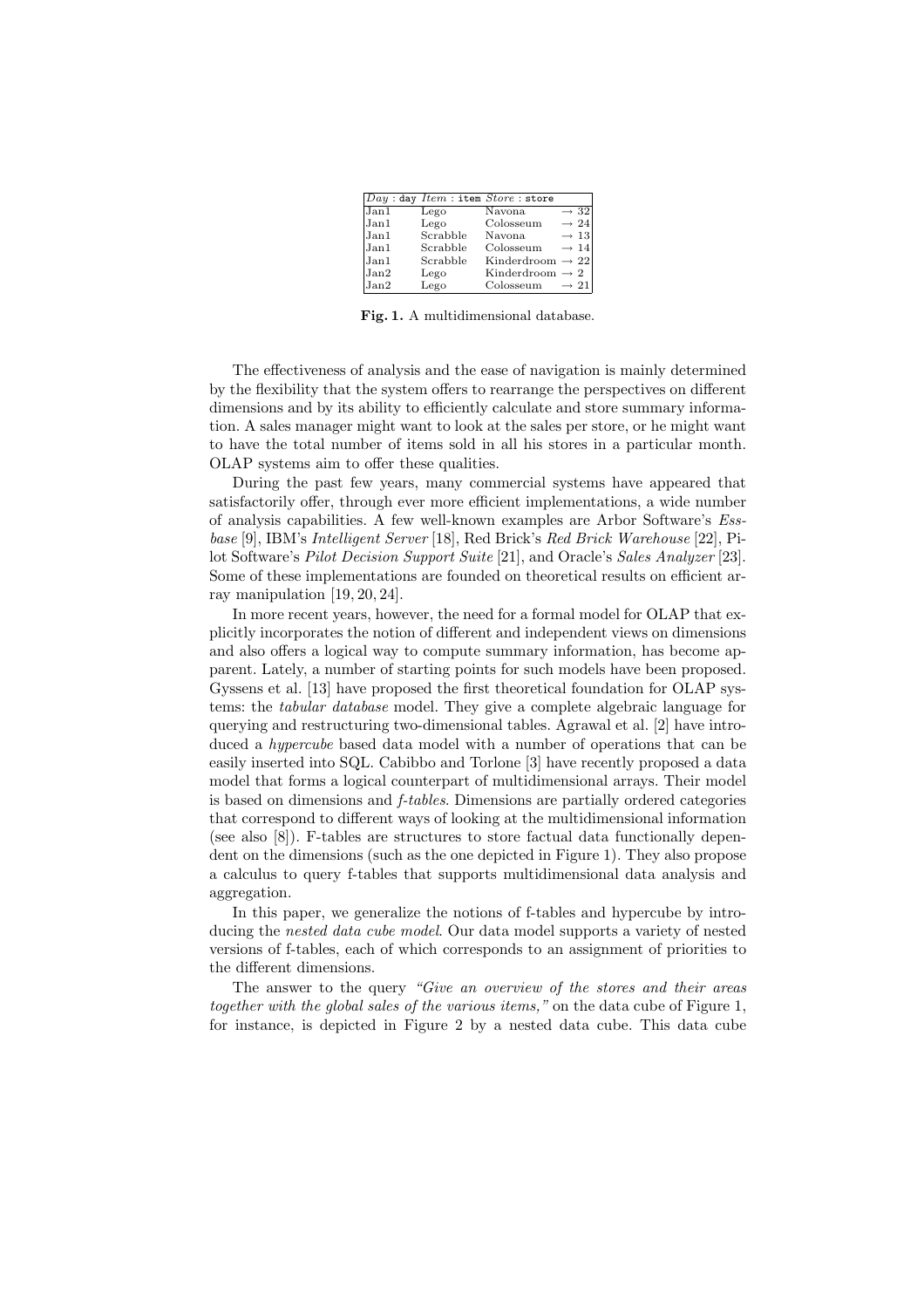| *Day* : day | *Item* : item | *Store* : store | |
|---|---|---|---|
| Jan1 | Lego | Navona | $\rightarrow$ 32 |
| Jan1 | Lego | Colosseum | $\rightarrow$ 24 |
| Jan1 | Scrabble | Navona | $\rightarrow$ 13 |
| Jan1 | Scrabble | Colosseum | $\rightarrow$ 14 |
| Jan1 | Scrabble | Kinderdroom | $\rightarrow$ 22 |
| Jan2 | Lego | Kinderdroom | $\rightarrow$ 2 |
| Jan2 | Lego | Colosseum | $\rightarrow$ 21 |

**Fig. 1.** A multidimensional database.

The effectiveness of analysis and the ease of navigation is mainly determined by the flexibility that the system offers to rearrange the perspectives on different dimensions and by its ability to efficiently calculate and store summary information. A sales manager might want to look at the sales per store, or he might want to have the total number of items sold in all his stores in a particular month. OLAP systems aim to offer these qualities.

During the past few years, many commercial systems have appeared that satisfactorily offer, through ever more efficient implementations, a wide number of analysis capabilities. A few well-known examples are Arbor Software's *Essbase* [9], IBM's *Intelligent Server* [18], Red Brick's *Red Brick Warehouse* [22], Pilot Software's *Pilot Decision Support Suite* [21], and Oracle's *Sales Analyzer* [23]. Some of these implementations are founded on theoretical results on efficient array manipulation [19, 20, 24].

In more recent years, however, the need for a formal model for OLAP that explicitly incorporates the notion of different and independent views on dimensions and also offers a logical way to compute summary information, has become apparent. Lately, a number of starting points for such models have been proposed. Gyssens et al. [13] have proposed the first theoretical foundation for OLAP systems: the *tabular database* model. They give a complete algebraic language for querying and restructuring two-dimensional tables. Agrawal et al. [2] have introduced a *hypercube* based data model with a number of operations that can be easily inserted into SQL. Cabibbo and Torlone [3] have recently proposed a data model that forms a logical counterpart of multidimensional arrays. Their model is based on dimensions and *f-tables*. Dimensions are partially ordered categories that correspond to different ways of looking at the multidimensional information (see also [8]). F-tables are structures to store factual data functionally dependent on the dimensions (such as the one depicted in Figure 1). They also propose a calculus to query f-tables that supports multidimensional data analysis and aggregation.

In this paper, we generalize the notions of f-tables and hypercube by introducing the *nested data cube model*. Our data model supports a variety of nested versions of f-tables, each of which corresponds to an assignment of priorities to the different dimensions.

The answer to the query *"Give an overview of the stores and their areas together with the global sales of the various items,"* on the data cube of Figure 1, for instance, is depicted in Figure 2 by a nested data cube. This data cube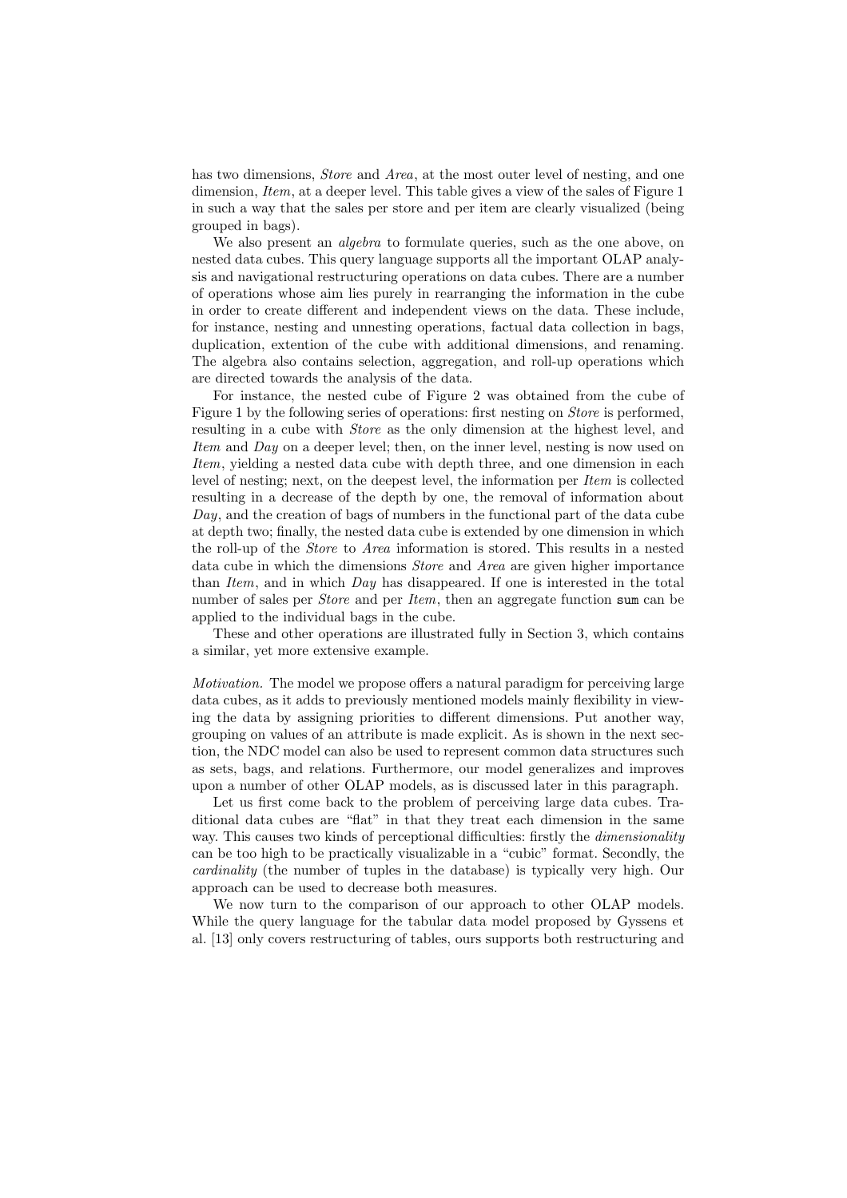has two dimensions, *Store* and *Area*, at the most outer level of nesting, and one dimension, *Item*, at a deeper level. This table gives a view of the sales of Figure 1 in such a way that the sales per store and per item are clearly visualized (being grouped in bags).

We also present an *algebra* to formulate queries, such as the one above, on nested data cubes. This query language supports all the important OLAP analysis and navigational restructuring operations on data cubes. There are a number of operations whose aim lies purely in rearranging the information in the cube in order to create different and independent views on the data. These include, for instance, nesting and unnesting operations, factual data collection in bags, duplication, extention of the cube with additional dimensions, and renaming. The algebra also contains selection, aggregation, and roll-up operations which are directed towards the analysis of the data.

For instance, the nested cube of Figure 2 was obtained from the cube of Figure 1 by the following series of operations: first nesting on *Store* is performed, resulting in a cube with *Store* as the only dimension at the highest level, and *Item* and *Day* on a deeper level; then, on the inner level, nesting is now used on *Item*, yielding a nested data cube with depth three, and one dimension in each level of nesting; next, on the deepest level, the information per *Item* is collected resulting in a decrease of the depth by one, the removal of information about *Day*, and the creation of bags of numbers in the functional part of the data cube at depth two; finally, the nested data cube is extended by one dimension in which the roll-up of the *Store* to *Area* information is stored. This results in a nested data cube in which the dimensions *Store* and *Area* are given higher importance than *Item*, and in which *Day* has disappeared. If one is interested in the total number of sales per *Store* and per *Item*, then an aggregate function `sum` can be applied to the individual bags in the cube.

These and other operations are illustrated fully in Section 3, which contains a similar, yet more extensive example.

*Motivation.* The model we propose offers a natural paradigm for perceiving large data cubes, as it adds to previously mentioned models mainly flexibility in viewing the data by assigning priorities to different dimensions. Put another way, grouping on values of an attribute is made explicit. As is shown in the next section, the NDC model can also be used to represent common data structures such as sets, bags, and relations. Furthermore, our model generalizes and improves upon a number of other OLAP models, as is discussed later in this paragraph.

Let us first come back to the problem of perceiving large data cubes. Traditional data cubes are "flat" in that they treat each dimension in the same way. This causes two kinds of perceptional difficulties: firstly the *dimensionality* can be too high to be practically visualizable in a "cubic" format. Secondly, the *cardinality* (the number of tuples in the database) is typically very high. Our approach can be used to decrease both measures.

We now turn to the comparison of our approach to other OLAP models. While the query language for the tabular data model proposed by Gyssens et al. [13] only covers restructuring of tables, ours supports both restructuring and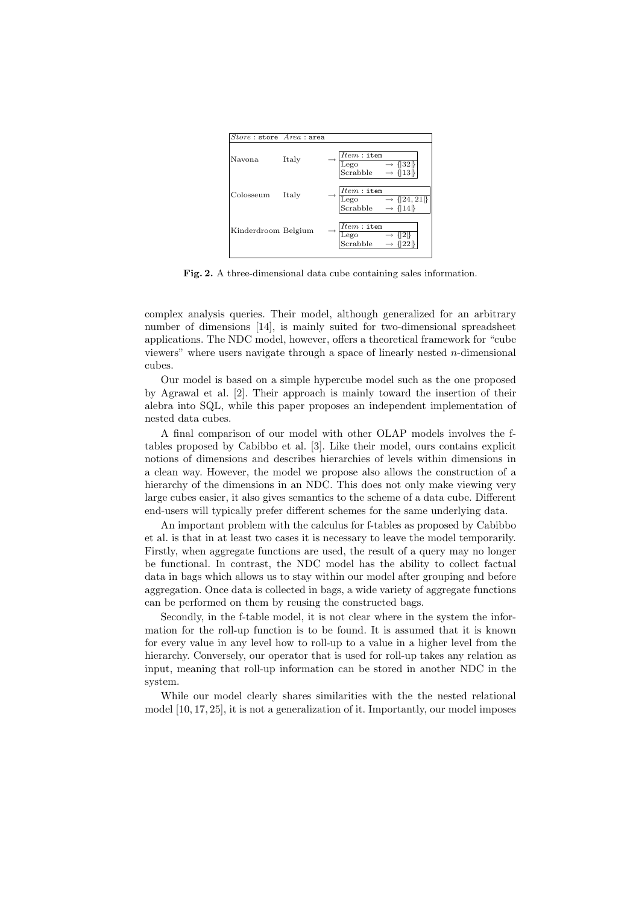| *Store* : store | *Area* : area | | *Item* : item | |
|---|---|---|---|---|
| Navona | Italy | → | Lego | → {\|32\|} |
| | | | Scrabble | → {\|13\|} |
| Colosseum | Italy | → | Lego | → {\|24, 21\|} |
| | | | Scrabble | → {\|14\|} |
| Kinderdroom | Belgium | → | Lego | → {\|2\|} |
| | | | Scrabble | → {\|22\|} |

**Fig. 2.** A three-dimensional data cube containing sales information.

complex analysis queries. Their model, although generalized for an arbitrary number of dimensions [14], is mainly suited for two-dimensional spreadsheet applications. The NDC model, however, offers a theoretical framework for "cube viewers" where users navigate through a space of linearly nested $n$-dimensional cubes.

Our model is based on a simple hypercube model such as the one proposed by Agrawal et al. [2]. Their approach is mainly toward the insertion of their alebra into SQL, while this paper proposes an independent implementation of nested data cubes.

A final comparison of our model with other OLAP models involves the f-tables proposed by Cabibbo et al. [3]. Like their model, ours contains explicit notions of dimensions and describes hierarchies of levels within dimensions in a clean way. However, the model we propose also allows the construction of a hierarchy of the dimensions in an NDC. This does not only make viewing very large cubes easier, it also gives semantics to the scheme of a data cube. Different end-users will typically prefer different schemes for the same underlying data.

An important problem with the calculus for f-tables as proposed by Cabibbo et al. is that in at least two cases it is necessary to leave the model temporarily. Firstly, when aggregate functions are used, the result of a query may no longer be functional. In contrast, the NDC model has the ability to collect factual data in bags which allows us to stay within our model after grouping and before aggregation. Once data is collected in bags, a wide variety of aggregate functions can be performed on them by reusing the constructed bags.

Secondly, in the f-table model, it is not clear where in the system the information for the roll-up function is to be found. It is assumed that it is known for every value in any level how to roll-up to a value in a higher level from the hierarchy. Conversely, our operator that is used for roll-up takes any relation as input, meaning that roll-up information can be stored in another NDC in the system.

While our model clearly shares similarities with the the nested relational model [10, 17, 25], it is not a generalization of it. Importantly, our model imposes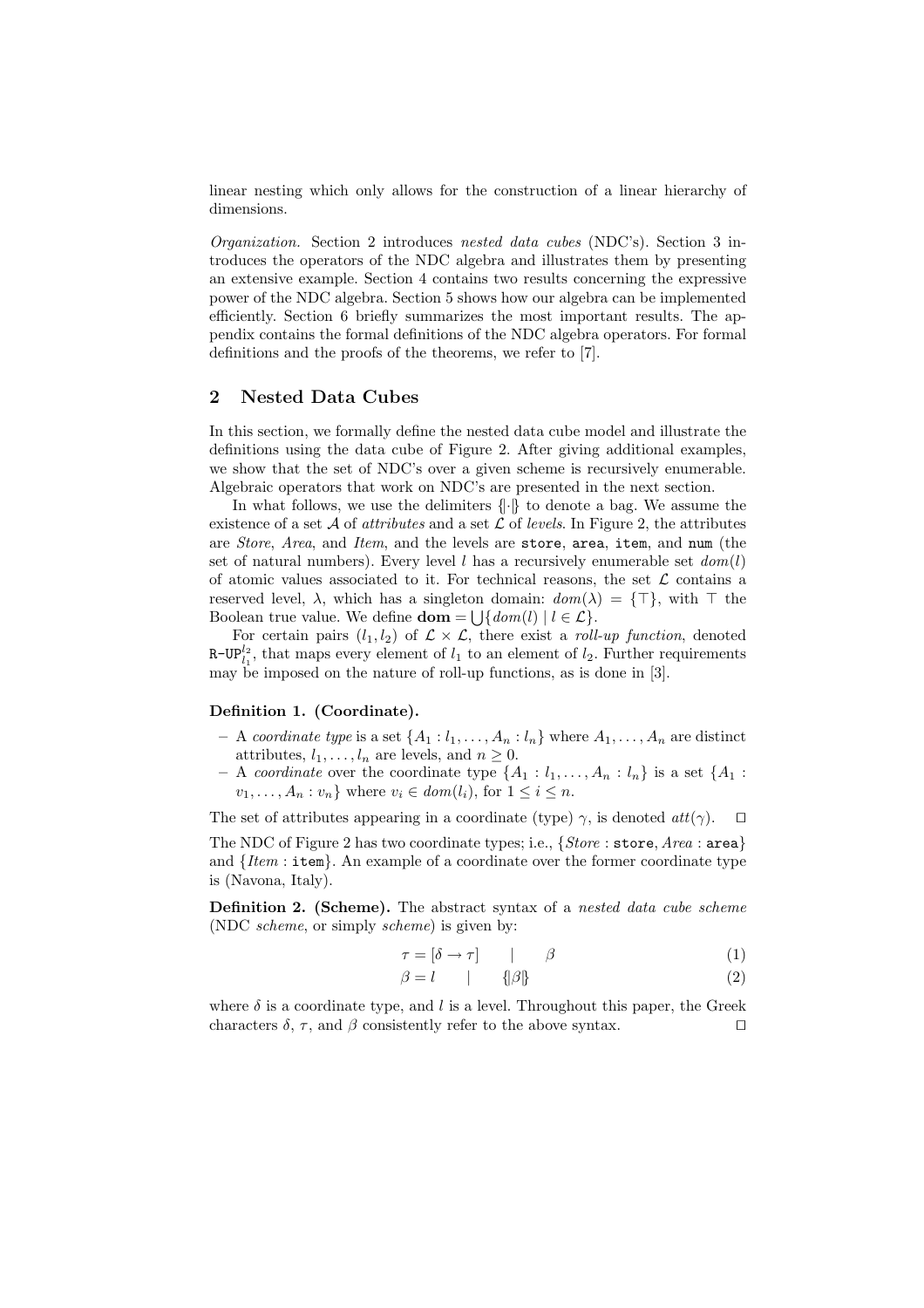linear nesting which only allows for the construction of a linear hierarchy of dimensions.

*Organization.* Section 2 introduces *nested data cubes* (NDC's). Section 3 introduces the operators of the NDC algebra and illustrates them by presenting an extensive example. Section 4 contains two results concerning the expressive power of the NDC algebra. Section 5 shows how our algebra can be implemented efficiently. Section 6 briefly summarizes the most important results. The appendix contains the formal definitions of the NDC algebra operators. For formal definitions and the proofs of the theorems, we refer to [7].

## 2 Nested Data Cubes

In this section, we formally define the nested data cube model and illustrate the definitions using the data cube of Figure 2. After giving additional examples, we show that the set of NDC's over a given scheme is recursively enumerable. Algebraic operators that work on NDC's are presented in the next section.

In what follows, we use the delimiters $\{\!|\cdot|\!\}$ to denote a bag. We assume the existence of a set $\mathcal{A}$ of *attributes* and a set $\mathcal{L}$ of *levels*. In Figure 2, the attributes are *Store*, *Area*, and *Item*, and the levels are `store`, `area`, `item`, and `num` (the set of natural numbers). Every level $l$ has a recursively enumerable set $dom(l)$ of atomic values associated to it. For technical reasons, the set $\mathcal{L}$ contains a reserved level, $\lambda$, which has a singleton domain: $dom(\lambda) = \{\top\}$, with $\top$ the Boolean true value. We define $\mathbf{dom} = \bigcup\{dom(l) \mid l \in \mathcal{L}\}$.

For certain pairs $(l_1, l_2)$ of $\mathcal{L} \times \mathcal{L}$, there exist a *roll-up function*, denoted $\texttt{R-UP}_{l_1}^{l_2}$, that maps every element of $l_1$ to an element of $l_2$. Further requirements may be imposed on the nature of roll-up functions, as is done in [3].

**Definition 1. (Coordinate).**

- A *coordinate type* is a set $\{A_1 : l_1, \ldots, A_n : l_n\}$ where $A_1, \ldots, A_n$ are distinct attributes, $l_1, \ldots, l_n$ are levels, and $n \geq 0$.
- A *coordinate* over the coordinate type $\{A_1 : l_1, \ldots, A_n : l_n\}$ is a set $\{A_1 : v_1, \ldots, A_n : v_n\}$ where $v_i \in dom(l_i)$, for $1 \leq i \leq n$.

The set of attributes appearing in a coordinate (type) $\gamma$, is denoted $att(\gamma)$. $\square$

The NDC of Figure 2 has two coordinate types; i.e., $\{Store : \texttt{store}, Area : \texttt{area}\}$ and $\{Item : \texttt{item}\}$. An example of a coordinate over the former coordinate type is (Navona, Italy).

**Definition 2. (Scheme).** The abstract syntax of a *nested data cube scheme* (NDC *scheme*, or simply *scheme*) is given by:

$$\tau = [\delta \rightarrow \tau] \quad | \quad \beta \tag{1}$$

$$\beta = l \quad | \quad \{\!|\beta|\!\} \tag{2}$$

where $\delta$ is a coordinate type, and $l$ is a level. Throughout this paper, the Greek characters $\delta$, $\tau$, and $\beta$ consistently refer to the above syntax. $\square$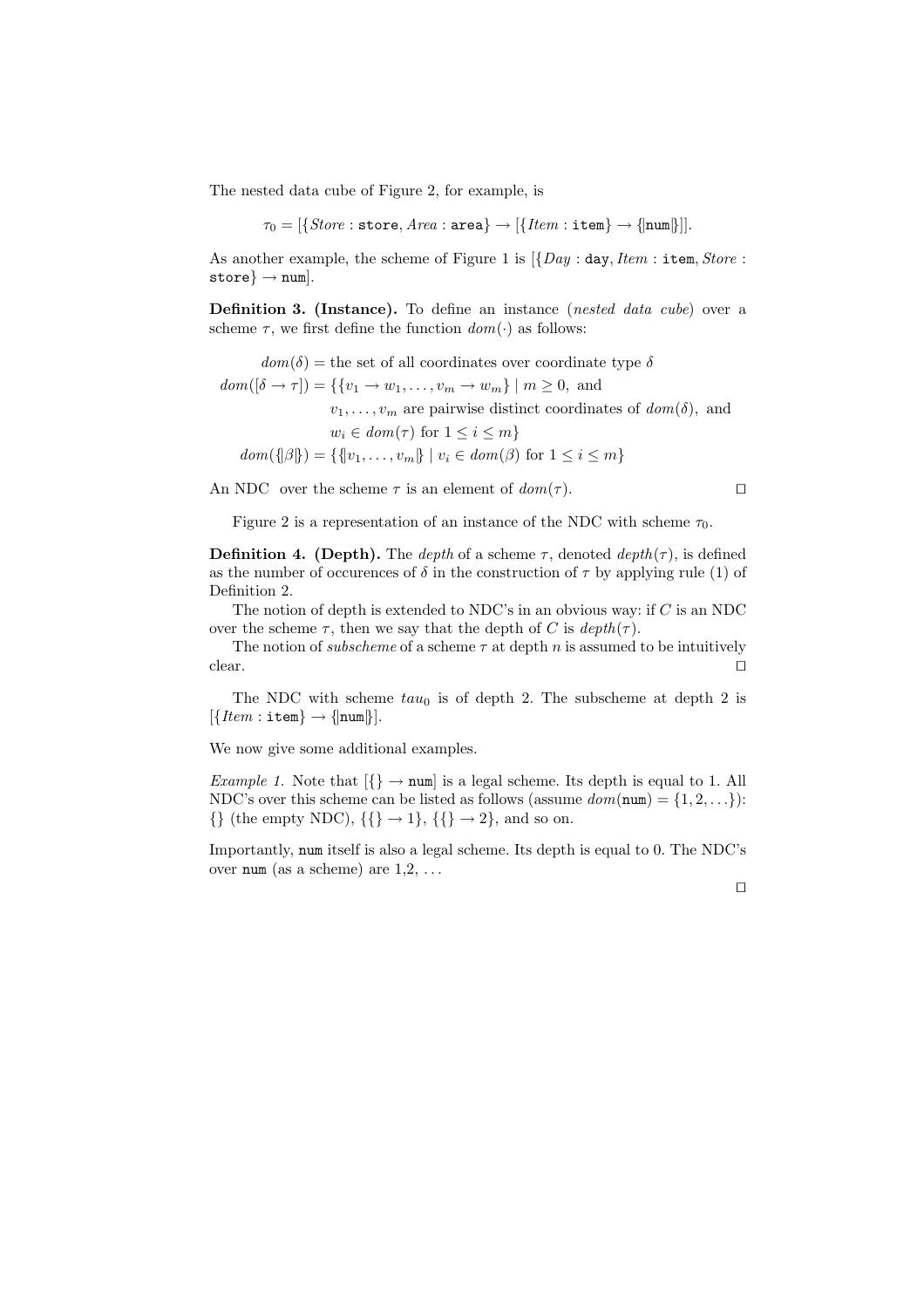The nested data cube of Figure 2, for example, is

$$\tau_0 = [\{Store : \texttt{store}, Area : \texttt{area}\} \rightarrow [\{Item : \texttt{item}\} \rightarrow \{\!|\texttt{num}|\!\}]].$$

As another example, the scheme of Figure 1 is $[\{Day : \texttt{day}, Item : \texttt{item}, Store : \texttt{store}\} \rightarrow \texttt{num}]$.

**Definition 3. (Instance).** To define an instance (*nested data cube*) over a scheme $\tau$, we first define the function $dom(\cdot)$ as follows:

$$
\begin{aligned}
dom(\delta) &= \text{the set of all coordinates over coordinate type } \delta \\
dom([\delta \rightarrow \tau]) &= \{\{v_1 \rightarrow w_1, \ldots, v_m \rightarrow w_m\} \mid m \geq 0, \text{ and} \\
&\qquad v_1, \ldots, v_m \text{ are pairwise distinct coordinates of } dom(\delta), \text{ and} \\
&\qquad w_i \in dom(\tau) \text{ for } 1 \leq i \leq m\} \\
dom(\{\!|\beta|\!\}) &= \{\{\!|v_1, \ldots, v_m|\!\} \mid v_i \in dom(\beta) \text{ for } 1 \leq i \leq m\}
\end{aligned}
$$

An NDC over the scheme $\tau$ is an element of $dom(\tau)$. □

Figure 2 is a representation of an instance of the NDC with scheme $\tau_0$.

**Definition 4. (Depth).** The *depth* of a scheme $\tau$, denoted $depth(\tau)$, is defined as the number of occurences of $\delta$ in the construction of $\tau$ by applying rule (1) of Definition 2.

The notion of depth is extended to NDC's in an obvious way: if $C$ is an NDC over the scheme $\tau$, then we say that the depth of $C$ is $depth(\tau)$.

The notion of *subscheme* of a scheme $\tau$ at depth $n$ is assumed to be intuitively clear. □

The NDC with scheme $tau_0$ is of depth 2. The subscheme at depth 2 is $[\{Item : \texttt{item}\} \rightarrow \{\!|\texttt{num}|\!\}]$.

We now give some additional examples.

*Example 1.* Note that $[\{\} \rightarrow \texttt{num}]$ is a legal scheme. Its depth is equal to 1. All NDC's over this scheme can be listed as follows (assume $dom(\texttt{num}) = \{1, 2, \ldots\}$): $\{\}$ (the empty NDC), $\{\{\} \rightarrow 1\}$, $\{\{\} \rightarrow 2\}$, and so on.

Importantly, `num` itself is also a legal scheme. Its depth is equal to 0. The NDC's over `num` (as a scheme) are 1,2, ...

□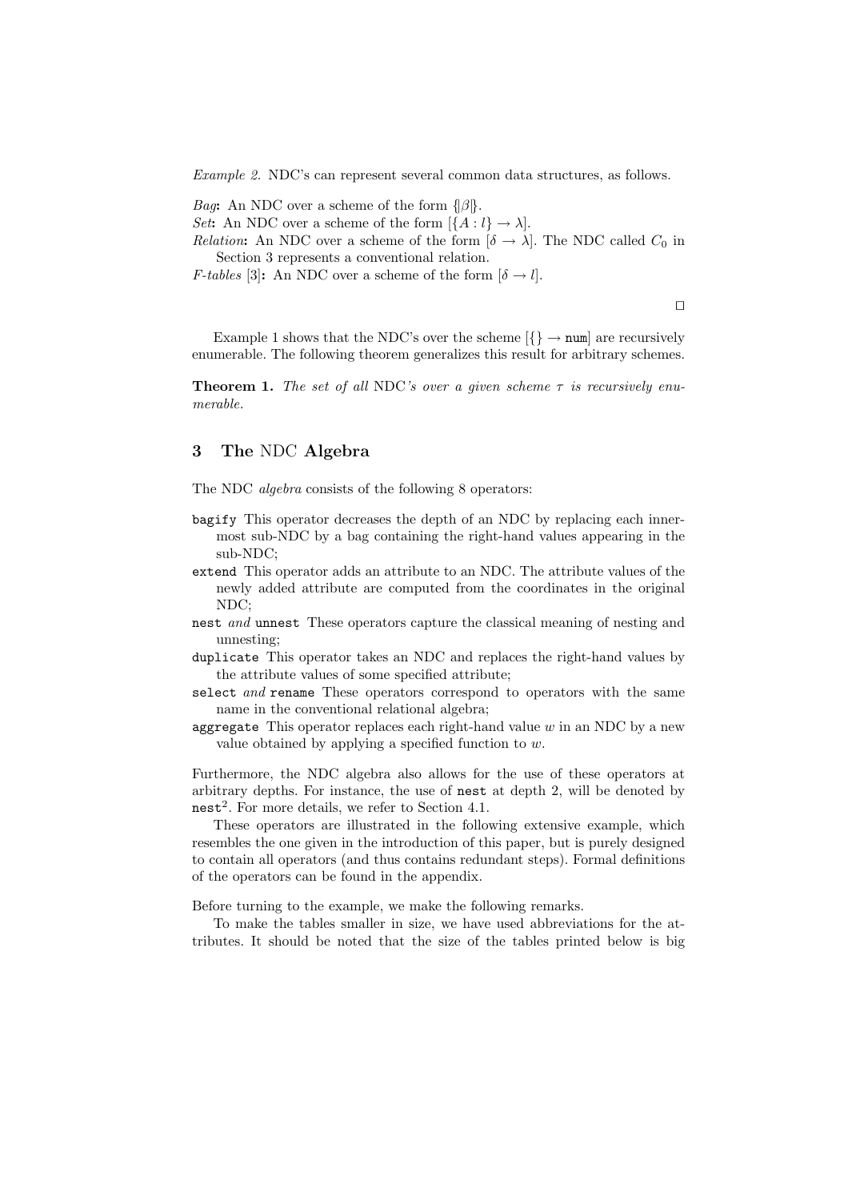*Example 2.* NDC's can represent several common data structures, as follows.

*Bag***:** An NDC over a scheme of the form $\{\!|\beta|\!\}$.
*Set***:** An NDC over a scheme of the form $[\{A : l\} \to \lambda]$.
*Relation***:** An NDC over a scheme of the form $[\delta \to \lambda]$. The NDC called $C_0$ in Section 3 represents a conventional relation.
*F-tables* [3]**:** An NDC over a scheme of the form $[\delta \to l]$.

□

Example 1 shows that the NDC's over the scheme $[\{\} \to \texttt{num}]$ are recursively enumerable. The following theorem generalizes this result for arbitrary schemes.

**Theorem 1.** *The set of all* NDC*'s over a given scheme* $\tau$ *is recursively enumerable.*

## 3 The NDC Algebra

The NDC *algebra* consists of the following 8 operators:

- `bagify` This operator decreases the depth of an NDC by replacing each innermost sub-NDC by a bag containing the right-hand values appearing in the sub-NDC;
- `extend` This operator adds an attribute to an NDC. The attribute values of the newly added attribute are computed from the coordinates in the original NDC;
- `nest` *and* `unnest` These operators capture the classical meaning of nesting and unnesting;
- `duplicate` This operator takes an NDC and replaces the right-hand values by the attribute values of some specified attribute;
- `select` *and* `rename` These operators correspond to operators with the same name in the conventional relational algebra;
- `aggregate` This operator replaces each right-hand value $w$ in an NDC by a new value obtained by applying a specified function to $w$.

Furthermore, the NDC algebra also allows for the use of these operators at arbitrary depths. For instance, the use of `nest` at depth 2, will be denoted by $\texttt{nest}^2$. For more details, we refer to Section 4.1.

These operators are illustrated in the following extensive example, which resembles the one given in the introduction of this paper, but is purely designed to contain all operators (and thus contains redundant steps). Formal definitions of the operators can be found in the appendix.

Before turning to the example, we make the following remarks.

To make the tables smaller in size, we have used abbreviations for the attributes. It should be noted that the size of the tables printed below is big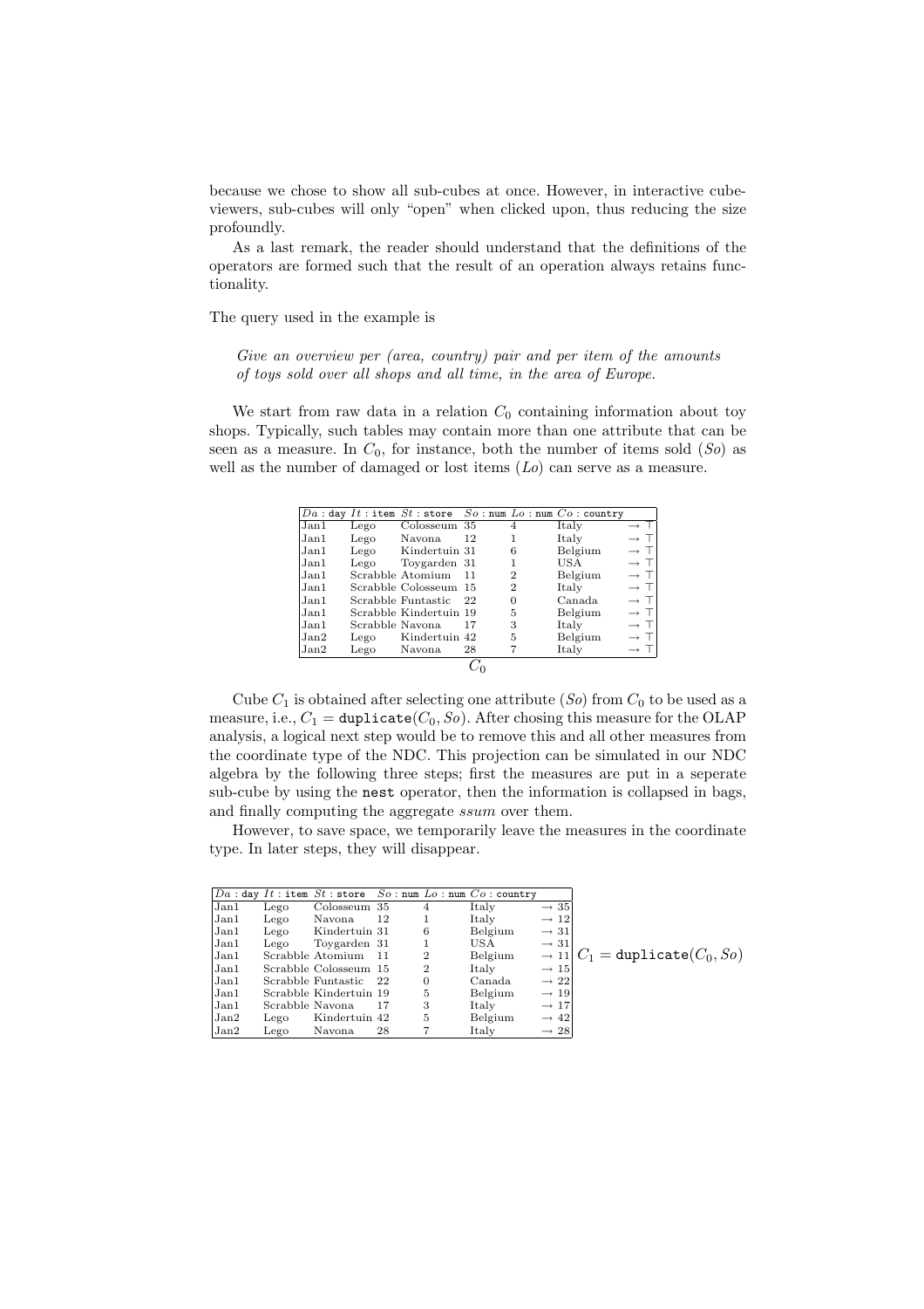because we chose to show all sub-cubes at once. However, in interactive cube-viewers, sub-cubes will only "open" when clicked upon, thus reducing the size profoundly.

As a last remark, the reader should understand that the definitions of the operators are formed such that the result of an operation always retains functionality.

The query used in the example is

*Give an overview per (area, country) pair and per item of the amounts of toys sold over all shops and all time, in the area of Europe.*

We start from raw data in a relation $C_0$ containing information about toy shops. Typically, such tables may contain more than one attribute that can be seen as a measure. In $C_0$, for instance, both the number of items sold ($So$) as well as the number of damaged or lost items ($Lo$) can serve as a measure.

| $Da$ : day | $It$ : item | $St$ : store | $So$ : num | $Lo$ : num | $Co$ : country | |
|---|---|---|---|---|---|---|
| Jan1 | Lego | Colosseum | 35 | 4 | Italy | $\rightarrow \top$ |
| Jan1 | Lego | Navona | 12 | 1 | Italy | $\rightarrow \top$ |
| Jan1 | Lego | Kindertuin | 31 | 6 | Belgium | $\rightarrow \top$ |
| Jan1 | Lego | Toygarden | 31 | 1 | USA | $\rightarrow \top$ |
| Jan1 | Scrabble | Atomium | 11 | 2 | Belgium | $\rightarrow \top$ |
| Jan1 | Scrabble | Colosseum | 15 | 2 | Italy | $\rightarrow \top$ |
| Jan1 | Scrabble | Funtastic | 22 | 0 | Canada | $\rightarrow \top$ |
| Jan1 | Scrabble | Kindertuin | 19 | 5 | Belgium | $\rightarrow \top$ |
| Jan1 | Scrabble | Navona | 17 | 3 | Italy | $\rightarrow \top$ |
| Jan2 | Lego | Kindertuin | 42 | 5 | Belgium | $\rightarrow \top$ |
| Jan2 | Lego | Navona | 28 | 7 | Italy | $\rightarrow \top$ |

$C_0$

Cube $C_1$ is obtained after selecting one attribute ($So$) from $C_0$ to be used as a measure, i.e., $C_1 = \texttt{duplicate}(C_0, So)$. After chosing this measure for the OLAP analysis, a logical next step would be to remove this and all other measures from the coordinate type of the NDC. This projection can be simulated in our NDC algebra by the following three steps; first the measures are put in a seperate sub-cube by using the `nest` operator, then the information is collapsed in bags, and finally computing the aggregate *ssum* over them.

However, to save space, we temporarily leave the measures in the coordinate type. In later steps, they will disappear.

| $Da$ : day | $It$ : item | $St$ : store | $So$ : num | $Lo$ : num | $Co$ : country | |
|---|---|---|---|---|---|---|
| Jan1 | Lego | Colosseum | 35 | 4 | Italy | $\rightarrow 35$ |
| Jan1 | Lego | Navona | 12 | 1 | Italy | $\rightarrow 12$ |
| Jan1 | Lego | Kindertuin | 31 | 6 | Belgium | $\rightarrow 31$ |
| Jan1 | Lego | Toygarden | 31 | 1 | USA | $\rightarrow 31$ |
| Jan1 | Scrabble | Atomium | 11 | 2 | Belgium | $\rightarrow 11$ |
| Jan1 | Scrabble | Colosseum | 15 | 2 | Italy | $\rightarrow 15$ |
| Jan1 | Scrabble | Funtastic | 22 | 0 | Canada | $\rightarrow 22$ |
| Jan1 | Scrabble | Kindertuin | 19 | 5 | Belgium | $\rightarrow 19$ |
| Jan1 | Scrabble | Navona | 17 | 3 | Italy | $\rightarrow 17$ |
| Jan2 | Lego | Kindertuin | 42 | 5 | Belgium | $\rightarrow 42$ |
| Jan2 | Lego | Navona | 28 | 7 | Italy | $\rightarrow 28$ |

$C_1 = \texttt{duplicate}(C_0, So)$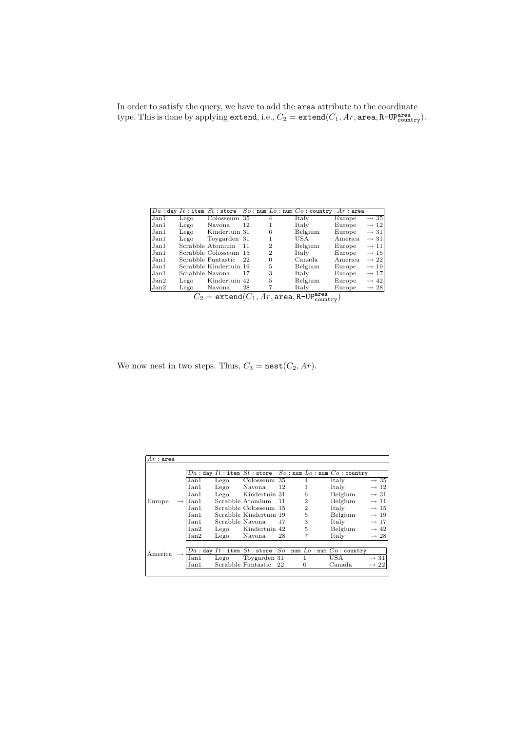In order to satisfy the query, we have to add the area attribute to the coordinate type. This is done by applying extend, i.e., $C_2 = \texttt{extend}(C_1, Ar, \texttt{area}, \texttt{R-UP}^{\texttt{area}}_{\texttt{country}})$.

| $Da$ : day | $It$ : item | $St$ : store | $So$ : num | $Lo$ : num | $Co$ : country | $Ar$ : area | |
|---|---|---|---|---|---|---|---|
| Jan1 | Lego | Colosseum | 35 | 4 | Italy | Europe | $\rightarrow 35$ |
| Jan1 | Lego | Navona | 12 | 1 | Italy | Europe | $\rightarrow 12$ |
| Jan1 | Lego | Kindertuin | 31 | 6 | Belgium | Europe | $\rightarrow 31$ |
| Jan1 | Lego | Toygarden | 31 | 1 | USA | America | $\rightarrow 31$ |
| Jan1 | Scrabble | Atomium | 11 | 2 | Belgium | Europe | $\rightarrow 11$ |
| Jan1 | Scrabble | Colosseum | 15 | 2 | Italy | Europe | $\rightarrow 15$ |
| Jan1 | Scrabble | Funtastic | 22 | 0 | Canada | America | $\rightarrow 22$ |
| Jan1 | Scrabble | Kindertuin | 19 | 5 | Belgium | Europe | $\rightarrow 19$ |
| Jan1 | Scrabble | Navona | 17 | 3 | Italy | Europe | $\rightarrow 17$ |
| Jan2 | Lego | Kindertuin | 42 | 5 | Belgium | Europe | $\rightarrow 42$ |
| Jan2 | Lego | Navona | 28 | 7 | Italy | Europe | $\rightarrow 28$ |

$C_2 = \texttt{extend}(C_1, Ar, \texttt{area}, \texttt{R-UP}^{\texttt{area}}_{\texttt{country}})$

We now nest in two steps. Thus, $C_3 = \texttt{nest}(C_2, Ar)$.

| $Ar$ : area | | $Da$ : day | $It$ : item | $St$ : store | $So$ : num | $Lo$ : num | $Co$ : country | |
|---|---|---|---|---|---|---|---|---|
| Europe | $\rightarrow$ | Jan1 | Lego | Colosseum | 35 | 4 | Italy | $\rightarrow 35$ |
| | | Jan1 | Lego | Navona | 12 | 1 | Italy | $\rightarrow 12$ |
| | | Jan1 | Lego | Kindertuin | 31 | 6 | Belgium | $\rightarrow 31$ |
| | | Jan1 | Scrabble | Atomium | 11 | 2 | Belgium | $\rightarrow 11$ |
| | | Jan1 | Scrabble | Colosseum | 15 | 2 | Italy | $\rightarrow 15$ |
| | | Jan1 | Scrabble | Kindertuin | 19 | 5 | Belgium | $\rightarrow 19$ |
| | | Jan1 | Scrabble | Navona | 17 | 3 | Italy | $\rightarrow 17$ |
| | | Jan2 | Lego | Kindertuin | 42 | 5 | Belgium | $\rightarrow 42$ |
| | | Jan2 | Lego | Navona | 28 | 7 | Italy | $\rightarrow 28$ |
| America | $\rightarrow$ | Jan1 | Lego | Toygarden | 31 | 1 | USA | $\rightarrow 31$ |
| | | Jan1 | Scrabble | Funtastic | 22 | 0 | Canada | $\rightarrow 22$ |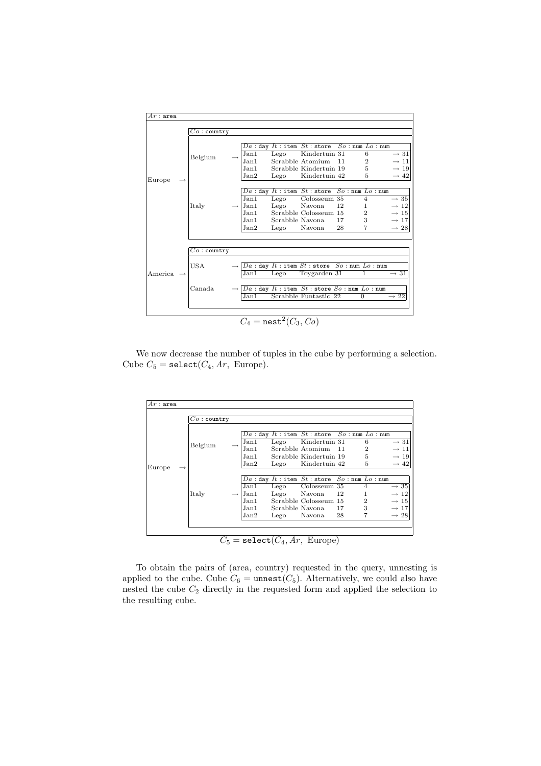| $Ar$ : area | | $Co$ : country | | $Da$ : day | $It$ : item | $St$ : store | $So$ : num | $Lo$ : num |
|---|---|---|---|---|---|---|---|---|
| Europe | → | Belgium | → | Jan1 | Lego | Kindertuin 31 | 6 | → 31 |
| | | | | Jan1 | Scrabble | Atomium 11 | 2 | → 11 |
| | | | | Jan1 | Scrabble | Kindertuin 19 | 5 | → 19 |
| | | | | Jan2 | Lego | Kindertuin 42 | 5 | → 42 |
| | | Italy | → | Jan1 | Lego | Colosseum 35 | 4 | → 35 |
| | | | | Jan1 | Lego | Navona 12 | 1 | → 12 |
| | | | | Jan1 | Scrabble | Colosseum 15 | 2 | → 15 |
| | | | | Jan1 | Scrabble | Navona 17 | 3 | → 17 |
| | | | | Jan2 | Lego | Navona 28 | 7 | → 28 |
| America | → | USA | → | Jan1 | Lego | Toygarden 31 | 1 | → 31 |
| | | Canada | → | Jan1 | Scrabble | Funtastic 22 | 0 | → 22 |

$C_4 = \texttt{nest}^2(C_3, Co)$

We now decrease the number of tuples in the cube by performing a selection. Cube $C_5 = \texttt{select}(C_4, Ar, \text{ Europe})$.

| $Ar$ : area | | $Co$ : country | | $Da$ : day | $It$ : item | $St$ : store | $So$ : num | $Lo$ : num |
|---|---|---|---|---|---|---|---|---|
| Europe | → | Belgium | → | Jan1 | Lego | Kindertuin 31 | 6 | → 31 |
| | | | | Jan1 | Scrabble | Atomium 11 | 2 | → 11 |
| | | | | Jan1 | Scrabble | Kindertuin 19 | 5 | → 19 |
| | | | | Jan2 | Lego | Kindertuin 42 | 5 | → 42 |
| | | Italy | → | Jan1 | Lego | Colosseum 35 | 4 | → 35 |
| | | | | Jan1 | Lego | Navona 12 | 1 | → 12 |
| | | | | Jan1 | Scrabble | Colosseum 15 | 2 | → 15 |
| | | | | Jan1 | Scrabble | Navona 17 | 3 | → 17 |
| | | | | Jan2 | Lego | Navona 28 | 7 | → 28 |

$C_5 = \texttt{select}(C_4, Ar, \text{ Europe})$

To obtain the pairs of (area, country) requested in the query, unnesting is applied to the cube. Cube $C_6 = \texttt{unnest}(C_5)$. Alternatively, we could also have nested the cube $C_2$ directly in the requested form and applied the selection to the resulting cube.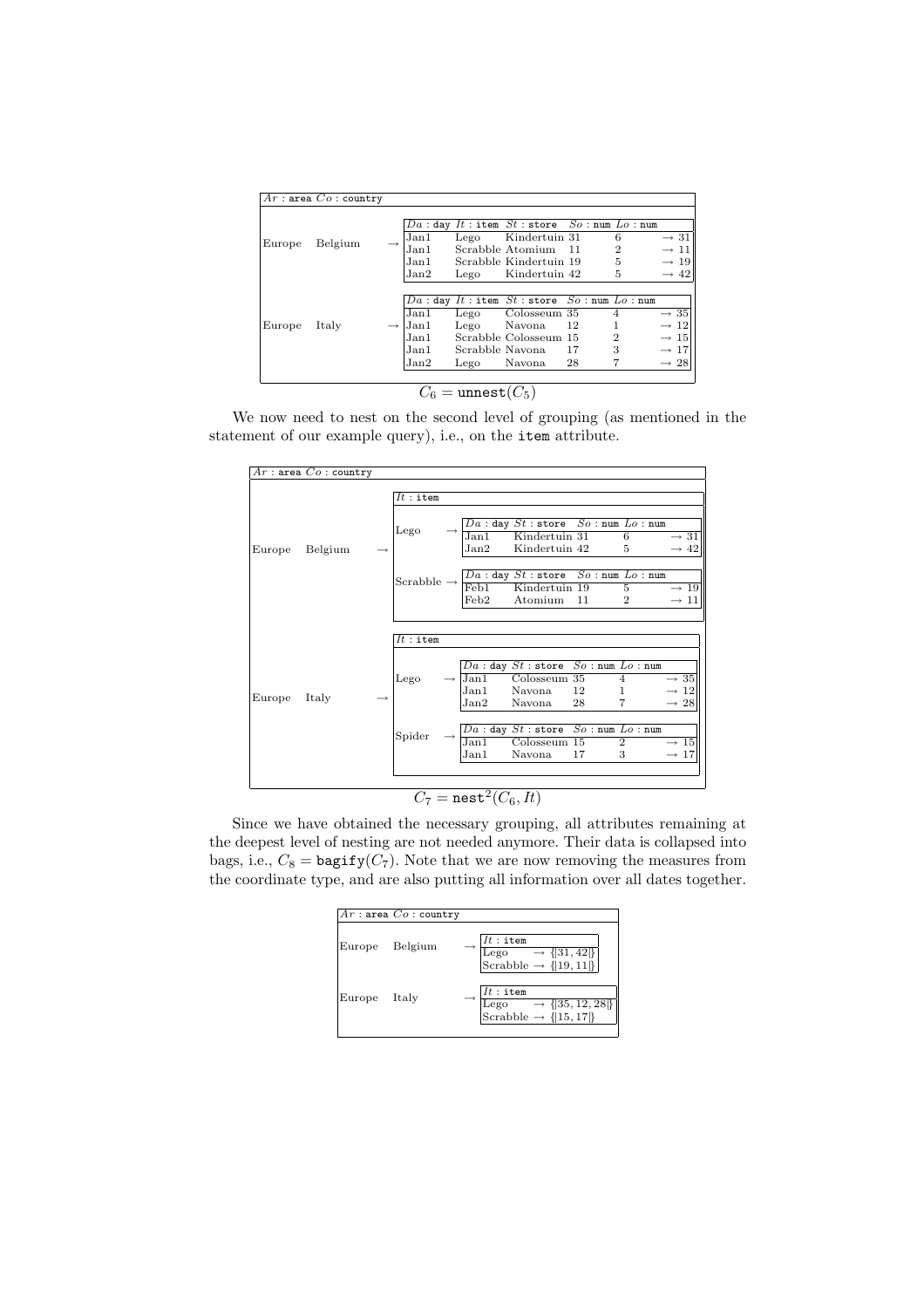| $Ar$ : `area` | $Co$ : `country` | | | | | | | |
|---|---|---|---|---|---|---|---|---|
| | | | $Da$ : `day` | $It$ : `item` | $St$ : `store` | $So$ : `num` | $Lo$ : `num` | |
| Europe | Belgium | $\rightarrow$ | Jan1 | Lego | Kindertuin | 31 | 6 | $\rightarrow 31$ |
| | | | Jan1 | Scrabble | Atomium | 11 | 2 | $\rightarrow 11$ |
| | | | Jan1 | Scrabble | Kindertuin | 19 | 5 | $\rightarrow 19$ |
| | | | Jan2 | Lego | Kindertuin | 42 | 5 | $\rightarrow 42$ |
| | | | $Da$ : `day` | $It$ : `item` | $St$ : `store` | $So$ : `num` | $Lo$ : `num` | |
| Europe | Italy | $\rightarrow$ | Jan1 | Lego | Colosseum | 35 | 4 | $\rightarrow 35$ |
| | | | Jan1 | Lego | Navona | 12 | 1 | $\rightarrow 12$ |
| | | | Jan1 | Scrabble | Colosseum | 15 | 2 | $\rightarrow 15$ |
| | | | Jan1 | Scrabble | Navona | 17 | 3 | $\rightarrow 17$ |
| | | | Jan2 | Lego | Navona | 28 | 7 | $\rightarrow 28$ |

$C_6 = \texttt{unnest}(C_5)$

We now need to nest on the second level of grouping (as mentioned in the statement of our example query), i.e., on the `item` attribute.

| $Ar$ : `area` | $Co$ : `country` | | $It$ : `item` | | | | | | |
|---|---|---|---|---|---|---|---|---|---|
| | | | | | $Da$ : `day` | $St$ : `store` | $So$ : `num` | $Lo$ : `num` | |
| Europe | Belgium | $\rightarrow$ | Lego | $\rightarrow$ | Jan1 | Kindertuin | 31 | 6 | $\rightarrow 31$ |
| | | | | | Jan2 | Kindertuin | 42 | 5 | $\rightarrow 42$ |
| | | | | | $Da$ : `day` | $St$ : `store` | $So$ : `num` | $Lo$ : `num` | |
| | | | Scrabble | $\rightarrow$ | Feb1 | Kindertuin | 19 | 5 | $\rightarrow 19$ |
| | | | | | Feb2 | Atomium | 11 | 2 | $\rightarrow 11$ |
| | | | $It$ : `item` | | | | | | |
| | | | | | $Da$ : `day` | $St$ : `store` | $So$ : `num` | $Lo$ : `num` | |
| Europe | Italy | $\rightarrow$ | Lego | $\rightarrow$ | Jan1 | Colosseum | 35 | 4 | $\rightarrow 35$ |
| | | | | | Jan1 | Navona | 12 | 1 | $\rightarrow 12$ |
| | | | | | Jan2 | Navona | 28 | 7 | $\rightarrow 28$ |
| | | | | | $Da$ : `day` | $St$ : `store` | $So$ : `num` | $Lo$ : `num` | |
| | | | Spider | $\rightarrow$ | Jan1 | Colosseum | 15 | 2 | $\rightarrow 15$ |
| | | | | | Jan1 | Navona | 17 | 3 | $\rightarrow 17$ |

$C_7 = \texttt{nest}^2(C_6, It)$

Since we have obtained the necessary grouping, all attributes remaining at the deepest level of nesting are not needed anymore. Their data is collapsed into bags, i.e., $C_8 = \texttt{bagify}(C_7)$. Note that we are now removing the measures from the coordinate type, and are also putting all information over all dates together.

| $Ar$ : `area` | $Co$ : `country` | | $It$ : `item` | |
|---|---|---|---|---|
| Europe | Belgium | $\rightarrow$ | Lego | $\rightarrow \{\!\vert 31, 42 \vert\!\}$ |
| | | | Scrabble | $\rightarrow \{\!\vert 19, 11 \vert\!\}$ |
| | | | $It$ : `item` | |
| Europe | Italy | $\rightarrow$ | Lego | $\rightarrow \{\!\vert 35, 12, 28 \vert\!\}$ |
| | | | Scrabble | $\rightarrow \{\!\vert 15, 17 \vert\!\}$ |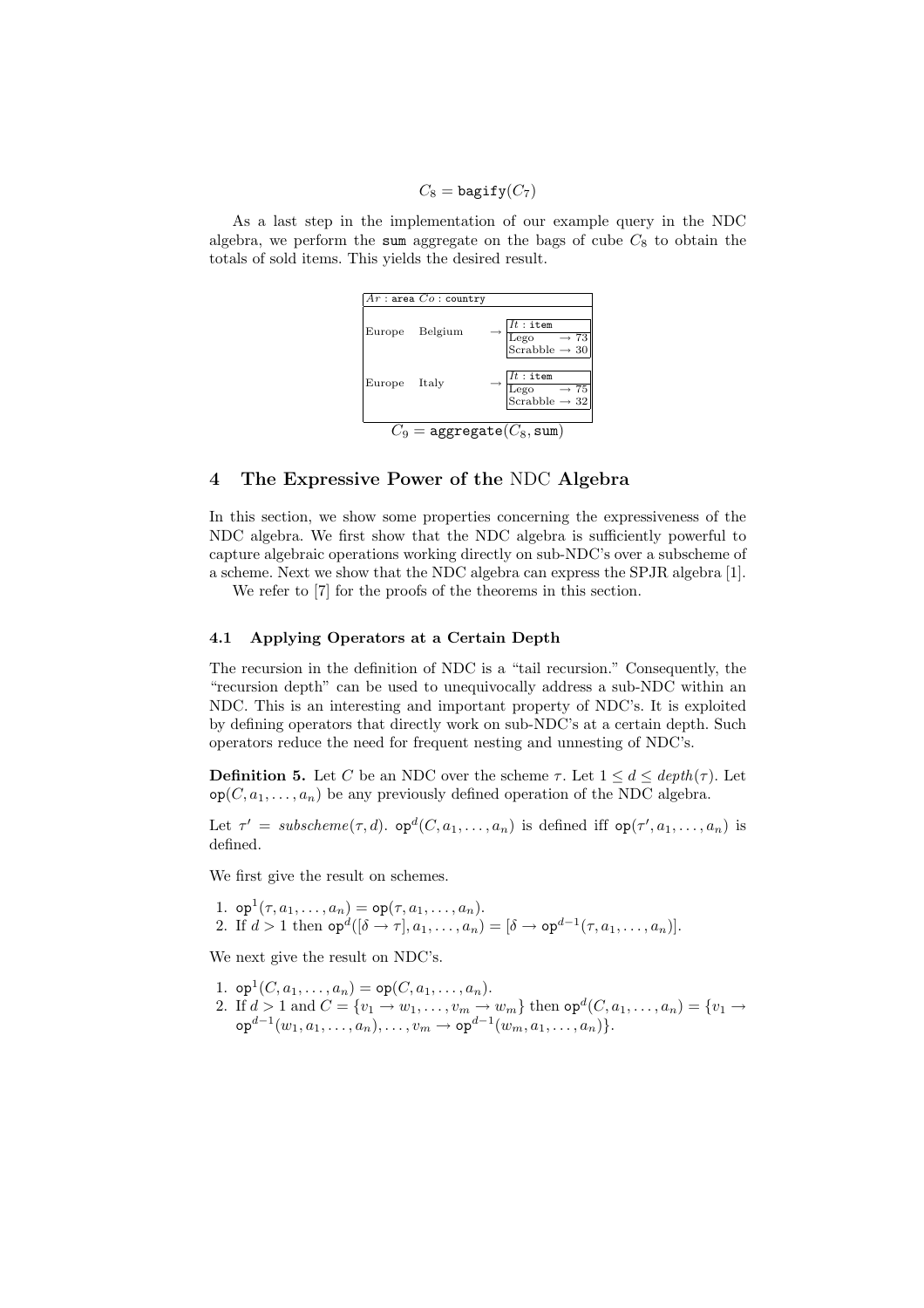$C_8 = \texttt{bagify}(C_7)$

As a last step in the implementation of our example query in the NDC algebra, we perform the `sum` aggregate on the bags of cube $C_8$ to obtain the totals of sold items. This yields the desired result.

| $Ar$ : `area` | $Co$ : `country` | | |
|---|---|---|---|
| Europe | Belgium | $\rightarrow$ | $It$ : `item`<br>Lego $\rightarrow$ 73<br>Scrabble $\rightarrow$ 30 |
| Europe | Italy | $\rightarrow$ | $It$ : `item`<br>Lego $\rightarrow$ 75<br>Scrabble $\rightarrow$ 32 |

$C_9 = \texttt{aggregate}(C_8, \texttt{sum})$

## 4 The Expressive Power of the NDC Algebra

In this section, we show some properties concerning the expressiveness of the NDC algebra. We first show that the NDC algebra is sufficiently powerful to capture algebraic operations working directly on sub-NDC's over a subscheme of a scheme. Next we show that the NDC algebra can express the SPJR algebra [1].

We refer to [7] for the proofs of the theorems in this section.

### 4.1 Applying Operators at a Certain Depth

The recursion in the definition of NDC is a "tail recursion." Consequently, the "recursion depth" can be used to unequivocally address a sub-NDC within an NDC. This is an interesting and important property of NDC's. It is exploited by defining operators that directly work on sub-NDC's at a certain depth. Such operators reduce the need for frequent nesting and unnesting of NDC's.

**Definition 5.** Let $C$ be an NDC over the scheme $\tau$. Let $1 \leq d \leq \mathit{depth}(\tau)$. Let $\texttt{op}(C, a_1, \ldots, a_n)$ be any previously defined operation of the NDC algebra.

Let $\tau' = \mathit{subscheme}(\tau, d)$. $\texttt{op}^d(C, a_1, \ldots, a_n)$ is defined iff $\texttt{op}(\tau', a_1, \ldots, a_n)$ is defined.

We first give the result on schemes.

1. $\texttt{op}^1(\tau, a_1, \ldots, a_n) = \texttt{op}(\tau, a_1, \ldots, a_n)$.
2. If $d > 1$ then $\texttt{op}^d([\delta \rightarrow \tau], a_1, \ldots, a_n) = [\delta \rightarrow \texttt{op}^{d-1}(\tau, a_1, \ldots, a_n)]$.

We next give the result on NDC's.

1. $\texttt{op}^1(C, a_1, \ldots, a_n) = \texttt{op}(C, a_1, \ldots, a_n)$.
2. If $d > 1$ and $C = \{v_1 \rightarrow w_1, \ldots, v_m \rightarrow w_m\}$ then $\texttt{op}^d(C, a_1, \ldots, a_n) = \{v_1 \rightarrow \texttt{op}^{d-1}(w_1, a_1, \ldots, a_n), \ldots, v_m \rightarrow \texttt{op}^{d-1}(w_m, a_1, \ldots, a_n)\}$.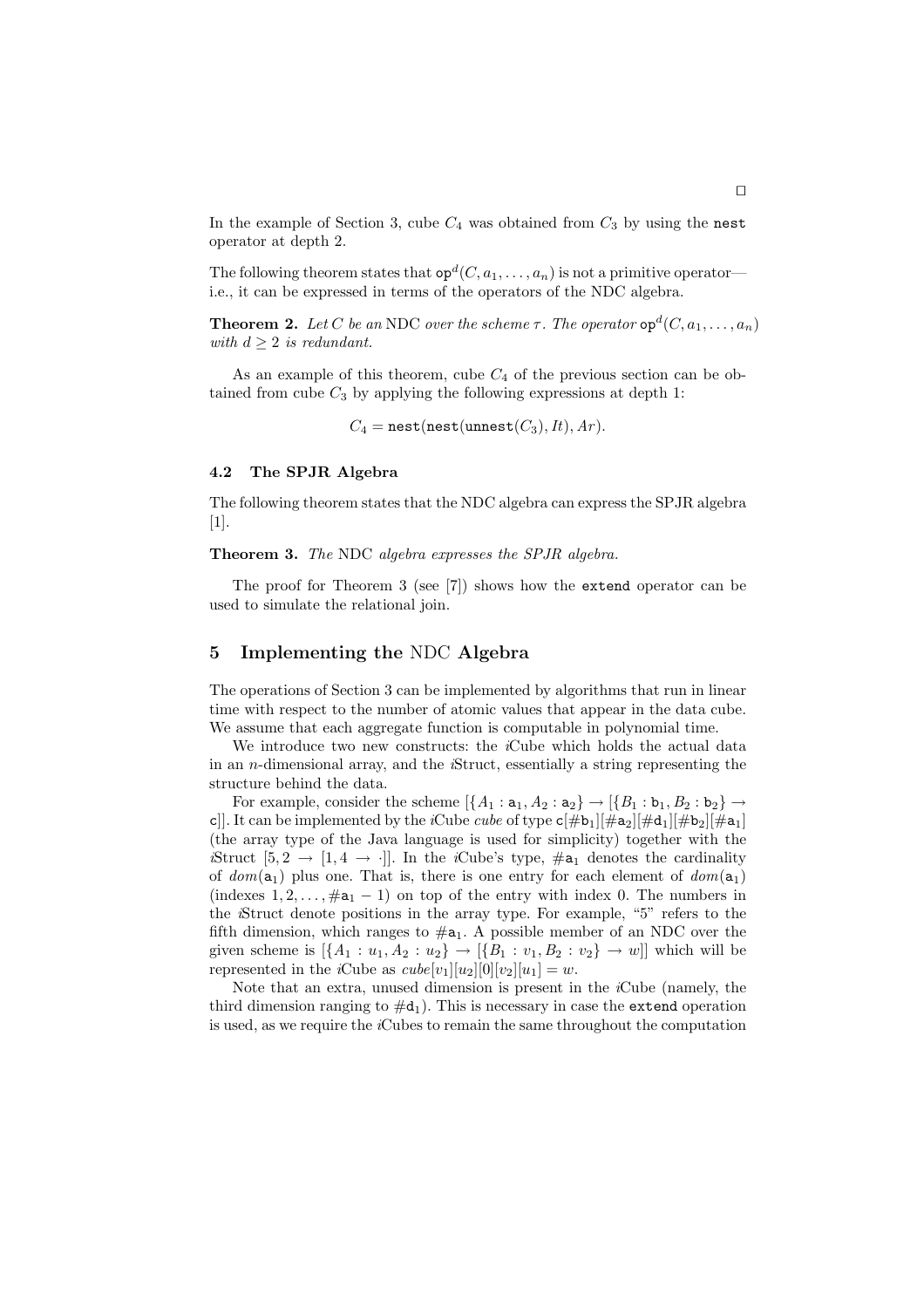□

In the example of Section 3, cube $C_4$ was obtained from $C_3$ by using the `nest` operator at depth 2.

The following theorem states that $\texttt{op}^d(C, a_1, \ldots, a_n)$ is not a primitive operator—i.e., it can be expressed in terms of the operators of the NDC algebra.

**Theorem 2.** *Let $C$ be an* NDC *over the scheme $\tau$. The operator $\texttt{op}^d(C, a_1, \ldots, a_n)$ with $d \geq 2$ is redundant.*

As an example of this theorem, cube $C_4$ of the previous section can be obtained from cube $C_3$ by applying the following expressions at depth 1:

$$C_4 = \texttt{nest}(\texttt{nest}(\texttt{unnest}(C_3), It), Ar).$$

### 4.2 The SPJR Algebra

The following theorem states that the NDC algebra can express the SPJR algebra [1].

**Theorem 3.** *The* NDC *algebra expresses the SPJR algebra.*

The proof for Theorem 3 (see [7]) shows how the `extend` operator can be used to simulate the relational join.

## 5 Implementing the NDC Algebra

The operations of Section 3 can be implemented by algorithms that run in linear time with respect to the number of atomic values that appear in the data cube. We assume that each aggregate function is computable in polynomial time.

We introduce two new constructs: the *i*Cube which holds the actual data in an $n$-dimensional array, and the *i*Struct, essentially a string representing the structure behind the data.

For example, consider the scheme $[\{A_1 : \texttt{a}_1, A_2 : \texttt{a}_2\} \rightarrow [\{B_1 : \texttt{b}_1, B_2 : \texttt{b}_2\} \rightarrow \texttt{c}]]$. It can be implemented by the *i*Cube *cube* of type $\texttt{c}[\#\texttt{b}_1][\#\texttt{a}_2][\#\texttt{d}_1][\#\texttt{b}_2][\#\texttt{a}_1]$ (the array type of the Java language is used for simplicity) together with the *i*Struct $[5, 2 \rightarrow [1, 4 \rightarrow \cdot]]$. In the *i*Cube's type, $\#\texttt{a}_1$ denotes the cardinality of $dom(\texttt{a}_1)$ plus one. That is, there is one entry for each element of $dom(\texttt{a}_1)$ (indexes $1, 2, \ldots, \#\texttt{a}_1 - 1$) on top of the entry with index 0. The numbers in the *i*Struct denote positions in the array type. For example, "5" refers to the fifth dimension, which ranges to $\#\texttt{a}_1$. A possible member of an NDC over the given scheme is $[\{A_1 : u_1, A_2 : u_2\} \rightarrow [\{B_1 : v_1, B_2 : v_2\} \rightarrow w]]$ which will be represented in the *i*Cube as $cube[v_1][u_2][0][v_2][u_1] = w$.

Note that an extra, unused dimension is present in the *i*Cube (namely, the third dimension ranging to $\#\texttt{d}_1$). This is necessary in case the `extend` operation is used, as we require the *i*Cubes to remain the same throughout the computation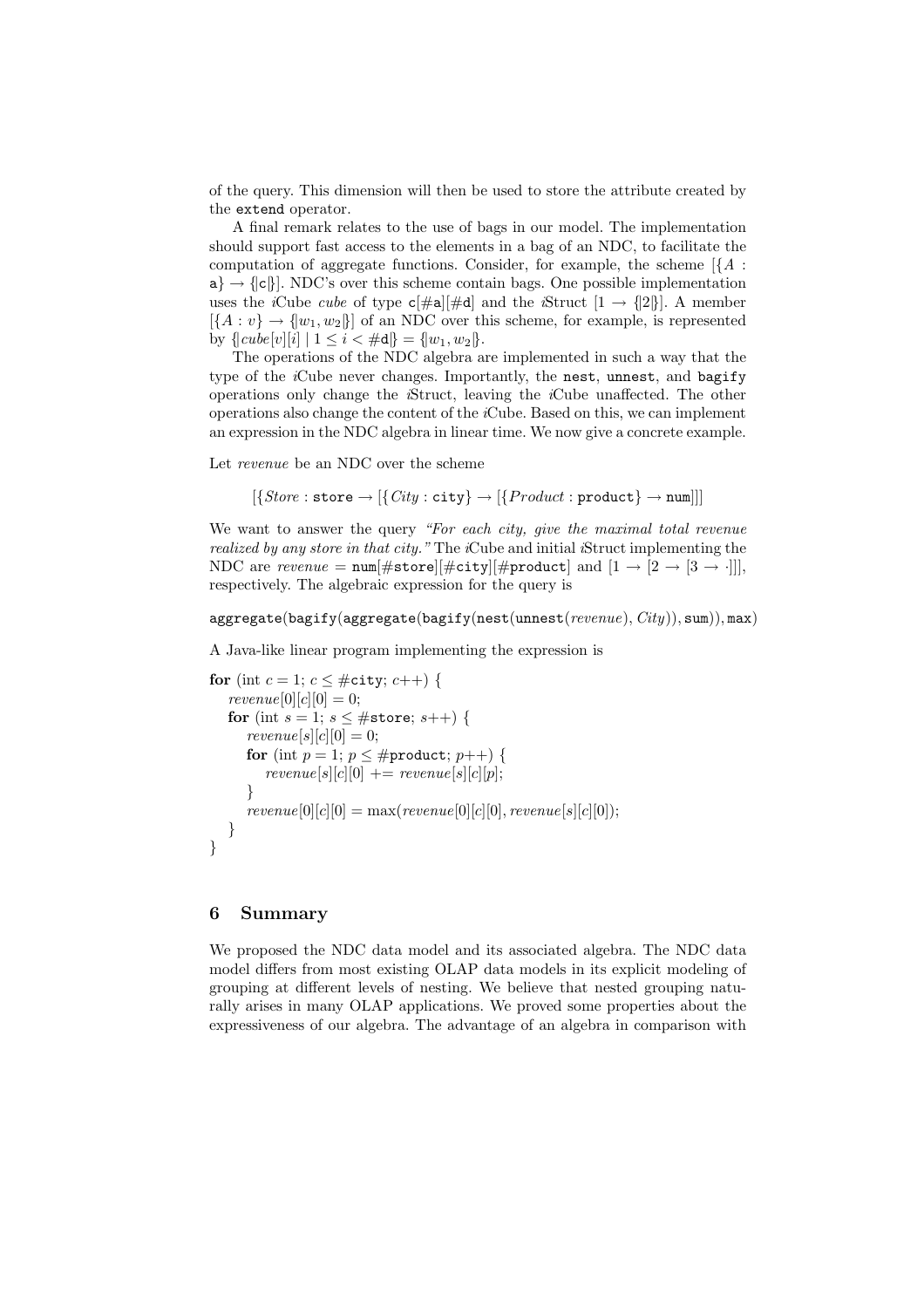of the query. This dimension will then be used to store the attribute created by the `extend` operator.

A final remark relates to the use of bags in our model. The implementation should support fast access to the elements in a bag of an NDC, to facilitate the computation of aggregate functions. Consider, for example, the scheme $[\{A : \mathtt{a}\} \to \{\!|\mathtt{c}|\!\}]$. NDC's over this scheme contain bags. One possible implementation uses the *i*Cube *cube* of type $\mathtt{c}[\#\mathtt{a}][\#\mathtt{d}]$ and the *i*Struct $[1 \to \{\!|2|\!\}]$. A member $[\{A : v\} \to \{\!|w_1, w_2|\!\}]$ of an NDC over this scheme, for example, is represented by $\{\!|cube[v][i] \mid 1 \leq i < \#\mathtt{d}|\!\} = \{\!|w_1, w_2|\!\}$.

The operations of the NDC algebra are implemented in such a way that the type of the *i*Cube never changes. Importantly, the `nest`, `unnest`, and `bagify` operations only change the *i*Struct, leaving the *i*Cube unaffected. The other operations also change the content of the *i*Cube. Based on this, we can implement an expression in the NDC algebra in linear time. We now give a concrete example.

Let *revenue* be an NDC over the scheme

$$[\{Store : \mathtt{store} \to [\{City : \mathtt{city}\} \to [\{Product : \mathtt{product}\} \to \mathtt{num}]]]$$

We want to answer the query *"For each city, give the maximal total revenue realized by any store in that city."* The *i*Cube and initial *i*Struct implementing the NDC are $revenue = \mathtt{num}[\#\mathtt{store}][\#\mathtt{city}][\#\mathtt{product}]$ and $[1 \to [2 \to [3 \to \cdot]]]$, respectively. The algebraic expression for the query is

$$\mathtt{aggregate}(\mathtt{bagify}(\mathtt{aggregate}(\mathtt{bagify}(\mathtt{nest}(\mathtt{unnest}(revenue), City)), \mathtt{sum})), \mathtt{max})$$

A Java-like linear program implementing the expression is

```
for (int c = 1; c ≤ #city; c++) {
   revenue[0][c][0] = 0;
   for (int s = 1; s ≤ #store; s++) {
      revenue[s][c][0] = 0;
      for (int p = 1; p ≤ #product; p++) {
         revenue[s][c][0] += revenue[s][c][p];
      }
      revenue[0][c][0] = max(revenue[0][c][0], revenue[s][c][0]);
   }
}
```

## 6 Summary

We proposed the NDC data model and its associated algebra. The NDC data model differs from most existing OLAP data models in its explicit modeling of grouping at different levels of nesting. We believe that nested grouping naturally arises in many OLAP applications. We proved some properties about the expressiveness of our algebra. The advantage of an algebra in comparison with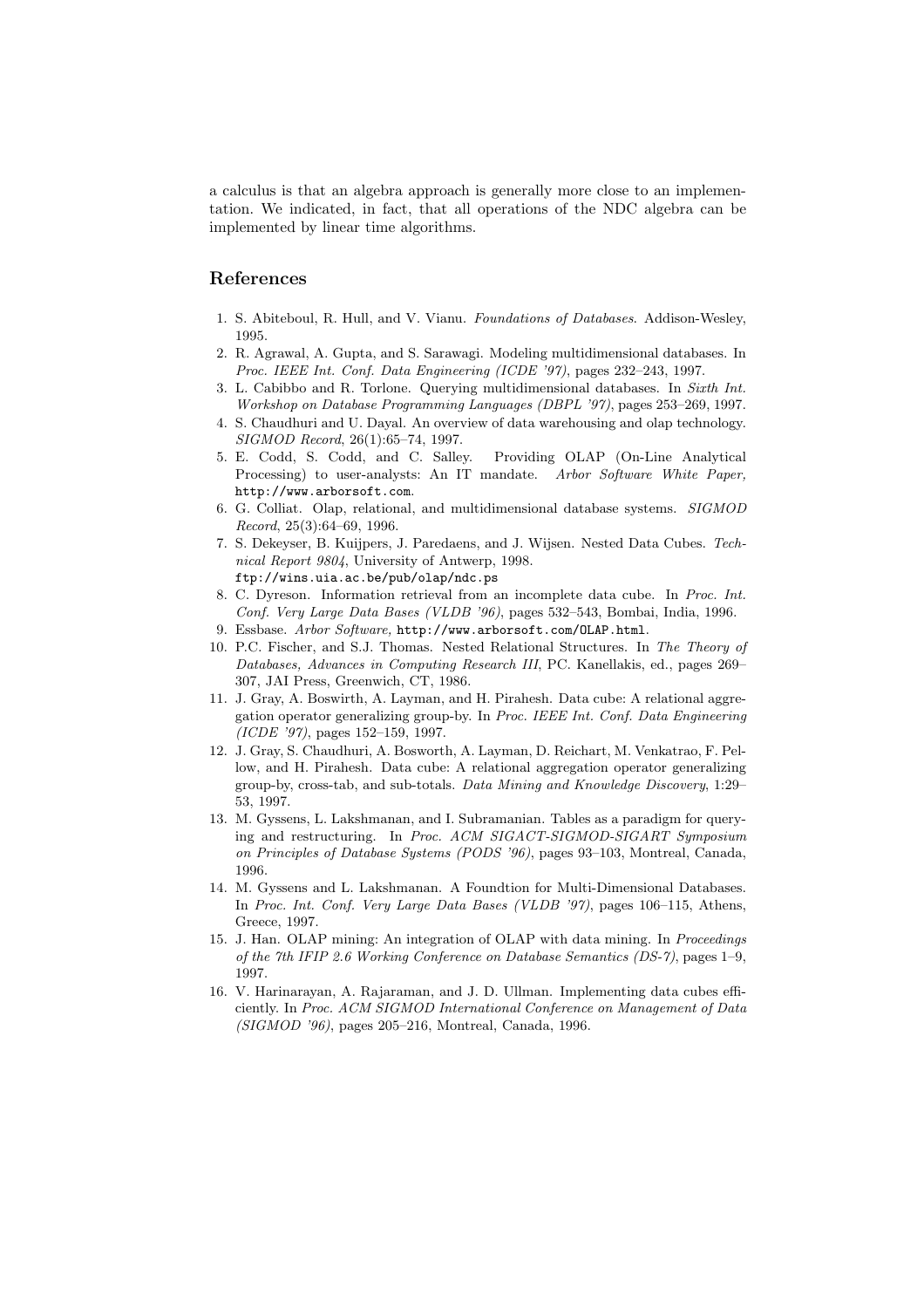a calculus is that an algebra approach is generally more close to an implementation. We indicated, in fact, that all operations of the NDC algebra can be implemented by linear time algorithms.

## References

1. S. Abiteboul, R. Hull, and V. Vianu. *Foundations of Databases*. Addison-Wesley, 1995.
2. R. Agrawal, A. Gupta, and S. Sarawagi. Modeling multidimensional databases. In *Proc. IEEE Int. Conf. Data Engineering (ICDE '97)*, pages 232–243, 1997.
3. L. Cabibbo and R. Torlone. Querying multidimensional databases. In *Sixth Int. Workshop on Database Programming Languages (DBPL '97)*, pages 253–269, 1997.
4. S. Chaudhuri and U. Dayal. An overview of data warehousing and olap technology. *SIGMOD Record*, 26(1):65–74, 1997.
5. E. Codd, S. Codd, and C. Salley. Providing OLAP (On-Line Analytical Processing) to user-analysts: An IT mandate. *Arbor Software White Paper,* `http://www.arborsoft.com`.
6. G. Colliat. Olap, relational, and multidimensional database systems. *SIGMOD Record*, 25(3):64–69, 1996.
7. S. Dekeyser, B. Kuijpers, J. Paredaens, and J. Wijsen. Nested Data Cubes. *Technical Report 9804*, University of Antwerp, 1998. `ftp://wins.uia.ac.be/pub/olap/ndc.ps`
8. C. Dyreson. Information retrieval from an incomplete data cube. In *Proc. Int. Conf. Very Large Data Bases (VLDB '96)*, pages 532–543, Bombai, India, 1996.
9. Essbase. *Arbor Software,* `http://www.arborsoft.com/OLAP.html`.
10. P.C. Fischer, and S.J. Thomas. Nested Relational Structures. In *The Theory of Databases, Advances in Computing Research III*, PC. Kanellakis, ed., pages 269–307, JAI Press, Greenwich, CT, 1986.
11. J. Gray, A. Boswirth, A. Layman, and H. Pirahesh. Data cube: A relational aggregation operator generalizing group-by. In *Proc. IEEE Int. Conf. Data Engineering (ICDE '97)*, pages 152–159, 1997.
12. J. Gray, S. Chaudhuri, A. Bosworth, A. Layman, D. Reichart, M. Venkatrao, F. Pellow, and H. Pirahesh. Data cube: A relational aggregation operator generalizing group-by, cross-tab, and sub-totals. *Data Mining and Knowledge Discovery*, 1:29–53, 1997.
13. M. Gyssens, L. Lakshmanan, and I. Subramanian. Tables as a paradigm for querying and restructuring. In *Proc. ACM SIGACT-SIGMOD-SIGART Symposium on Principles of Database Systems (PODS '96)*, pages 93–103, Montreal, Canada, 1996.
14. M. Gyssens and L. Lakshmanan. A Foundtion for Multi-Dimensional Databases. In *Proc. Int. Conf. Very Large Data Bases (VLDB '97)*, pages 106–115, Athens, Greece, 1997.
15. J. Han. OLAP mining: An integration of OLAP with data mining. In *Proceedings of the 7th IFIP 2.6 Working Conference on Database Semantics (DS-7)*, pages 1–9, 1997.
16. V. Harinarayan, A. Rajaraman, and J. D. Ullman. Implementing data cubes efficiently. In *Proc. ACM SIGMOD International Conference on Management of Data (SIGMOD '96)*, pages 205–216, Montreal, Canada, 1996.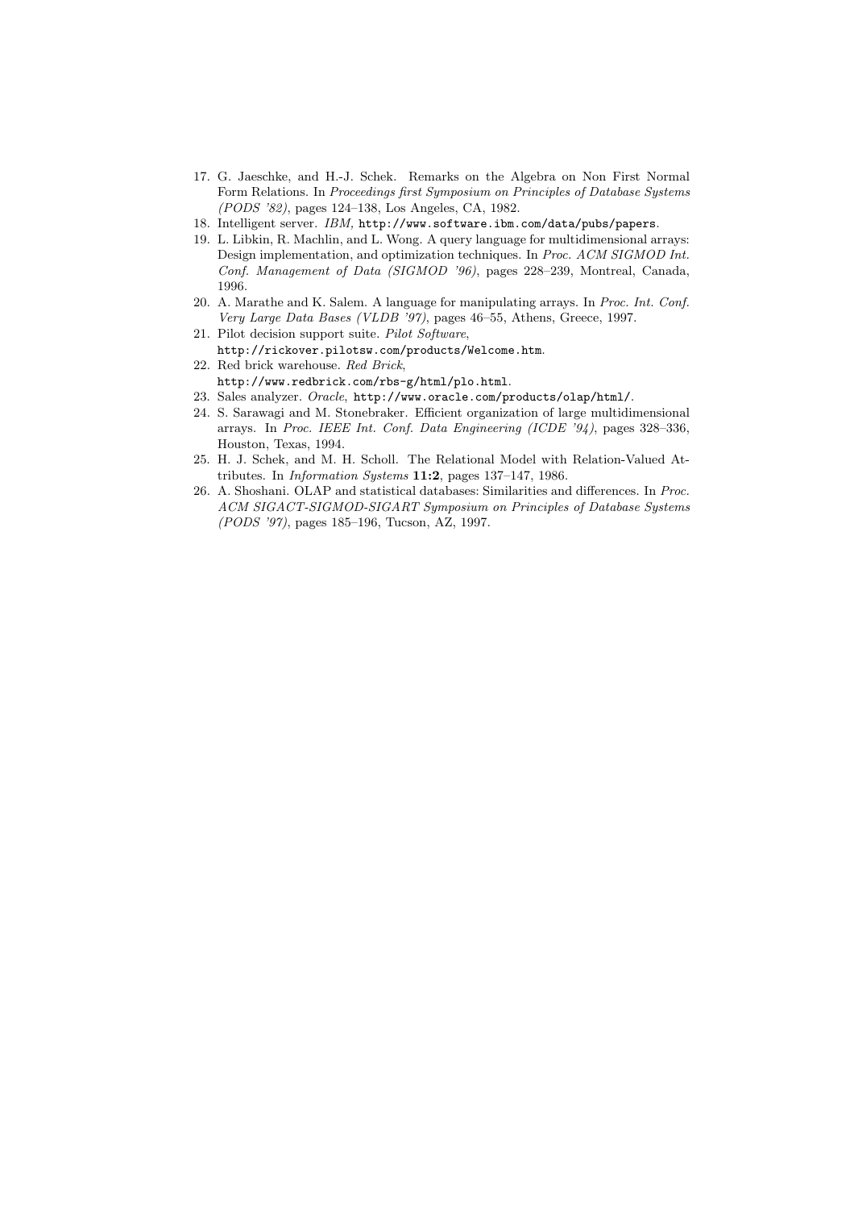17. G. Jaeschke, and H.-J. Schek. Remarks on the Algebra on Non First Normal Form Relations. In *Proceedings first Symposium on Principles of Database Systems (PODS '82)*, pages 124–138, Los Angeles, CA, 1982.
18. Intelligent server. *IBM,* `http://www.software.ibm.com/data/pubs/papers`.
19. L. Libkin, R. Machlin, and L. Wong. A query language for multidimensional arrays: Design implementation, and optimization techniques. In *Proc. ACM SIGMOD Int. Conf. Management of Data (SIGMOD '96)*, pages 228–239, Montreal, Canada, 1996.
20. A. Marathe and K. Salem. A language for manipulating arrays. In *Proc. Int. Conf. Very Large Data Bases (VLDB '97)*, pages 46–55, Athens, Greece, 1997.
21. Pilot decision support suite. *Pilot Software*, `http://rickover.pilotsw.com/products/Welcome.htm`.
22. Red brick warehouse. *Red Brick*, `http://www.redbrick.com/rbs-g/html/plo.html`.
23. Sales analyzer. *Oracle*, `http://www.oracle.com/products/olap/html/`.
24. S. Sarawagi and M. Stonebraker. Efficient organization of large multidimensional arrays. In *Proc. IEEE Int. Conf. Data Engineering (ICDE '94)*, pages 328–336, Houston, Texas, 1994.
25. H. J. Schek, and M. H. Scholl. The Relational Model with Relation-Valued Attributes. In *Information Systems* **11:2**, pages 137–147, 1986.
26. A. Shoshani. OLAP and statistical databases: Similarities and differences. In *Proc. ACM SIGACT-SIGMOD-SIGART Symposium on Principles of Database Systems (PODS '97)*, pages 185–196, Tucson, AZ, 1997.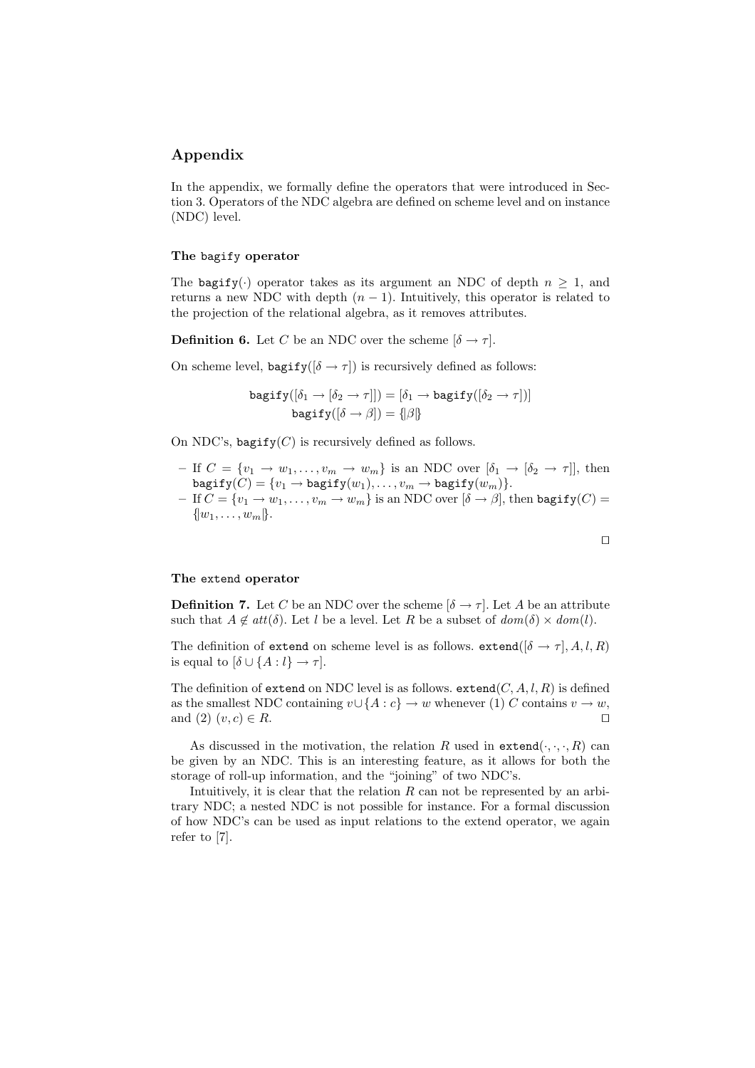## Appendix

In the appendix, we formally define the operators that were introduced in Section 3. Operators of the NDC algebra are defined on scheme level and on instance (NDC) level.

### The `bagify` operator

The $\texttt{bagify}(\cdot)$ operator takes as its argument an NDC of depth $n \geq 1$, and returns a new NDC with depth $(n-1)$. Intuitively, this operator is related to the projection of the relational algebra, as it removes attributes.

**Definition 6.** Let $C$ be an NDC over the scheme $[\delta \to \tau]$.

On scheme level, $\texttt{bagify}([\delta \to \tau])$ is recursively defined as follows:

$$\texttt{bagify}([\delta_1 \to [\delta_2 \to \tau]]) = [\delta_1 \to \texttt{bagify}([\delta_2 \to \tau])]$$
$$\texttt{bagify}([\delta \to \beta]) = \{\!|\beta|\!\}$$

On NDC's, $\texttt{bagify}(C)$ is recursively defined as follows.

- If $C = \{v_1 \to w_1, \ldots, v_m \to w_m\}$ is an NDC over $[\delta_1 \to [\delta_2 \to \tau]]$, then $\texttt{bagify}(C) = \{v_1 \to \texttt{bagify}(w_1), \ldots, v_m \to \texttt{bagify}(w_m)\}$.
- If $C = \{v_1 \to w_1, \ldots, v_m \to w_m\}$ is an NDC over $[\delta \to \beta]$, then $\texttt{bagify}(C) = \{\!|w_1, \ldots, w_m|\!\}$.

□

### The `extend` operator

**Definition 7.** Let $C$ be an NDC over the scheme $[\delta \to \tau]$. Let $A$ be an attribute such that $A \notin att(\delta)$. Let $l$ be a level. Let $R$ be a subset of $dom(\delta) \times dom(l)$.

The definition of `extend` on scheme level is as follows. $\texttt{extend}([\delta \to \tau], A, l, R)$ is equal to $[\delta \cup \{A : l\} \to \tau]$.

The definition of `extend` on NDC level is as follows. $\texttt{extend}(C, A, l, R)$ is defined as the smallest NDC containing $v \cup \{A : c\} \to w$ whenever (1) $C$ contains $v \to w$, and (2) $(v, c) \in R$. □

As discussed in the motivation, the relation $R$ used in $\texttt{extend}(\cdot, \cdot, \cdot, R)$ can be given by an NDC. This is an interesting feature, as it allows for both the storage of roll-up information, and the "joining" of two NDC's.

Intuitively, it is clear that the relation $R$ can not be represented by an arbitrary NDC; a nested NDC is not possible for instance. For a formal discussion of how NDC's can be used as input relations to the extend operator, we again refer to [7].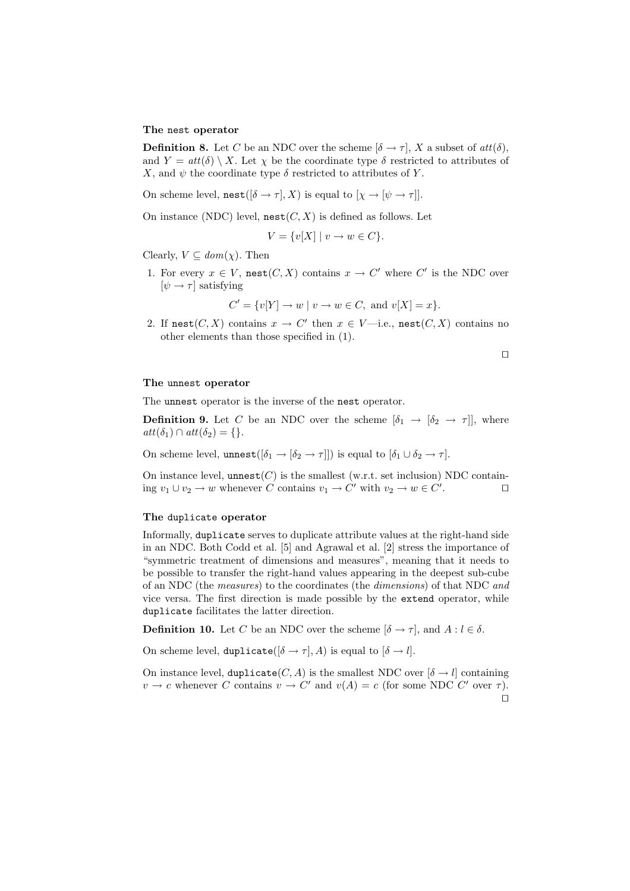**The `nest` operator**

**Definition 8.** Let $C$ be an NDC over the scheme $[\delta \to \tau]$, $X$ a subset of $att(\delta)$, and $Y = att(\delta) \setminus X$. Let $\chi$ be the coordinate type $\delta$ restricted to attributes of $X$, and $\psi$ the coordinate type $\delta$ restricted to attributes of $Y$.

On scheme level, $\texttt{nest}([\delta \to \tau], X)$ is equal to $[\chi \to [\psi \to \tau]]$.

On instance (NDC) level, $\texttt{nest}(C, X)$ is defined as follows. Let

$$V = \{v[X] \mid v \to w \in C\}.$$

Clearly, $V \subseteq dom(\chi)$. Then

1. For every $x \in V$, $\texttt{nest}(C, X)$ contains $x \to C'$ where $C'$ is the NDC over $[\psi \to \tau]$ satisfying
$$C' = \{v[Y] \to w \mid v \to w \in C, \text{ and } v[X] = x\}.$$
2. If $\texttt{nest}(C, X)$ contains $x \to C'$ then $x \in V$—i.e., $\texttt{nest}(C, X)$ contains no other elements than those specified in (1).

□

**The `unnest` operator**

The `unnest` operator is the inverse of the `nest` operator.

**Definition 9.** Let $C$ be an NDC over the scheme $[\delta_1 \to [\delta_2 \to \tau]]$, where $att(\delta_1) \cap att(\delta_2) = \{\}$.

On scheme level, $\texttt{unnest}([\delta_1 \to [\delta_2 \to \tau]])$ is equal to $[\delta_1 \cup \delta_2 \to \tau]$.

On instance level, $\texttt{unnest}(C)$ is the smallest (w.r.t. set inclusion) NDC containing $v_1 \cup v_2 \to w$ whenever $C$ contains $v_1 \to C'$ with $v_2 \to w \in C'$. □

**The `duplicate` operator**

Informally, `duplicate` serves to duplicate attribute values at the right-hand side in an NDC. Both Codd et al. [5] and Agrawal et al. [2] stress the importance of "symmetric treatment of dimensions and measures", meaning that it needs to be possible to transfer the right-hand values appearing in the deepest sub-cube of an NDC (the *measures*) to the coordinates (the *dimensions*) of that NDC *and* vice versa. The first direction is made possible by the `extend` operator, while `duplicate` facilitates the latter direction.

**Definition 10.** Let $C$ be an NDC over the scheme $[\delta \to \tau]$, and $A : l \in \delta$.

On scheme level, $\texttt{duplicate}([\delta \to \tau], A)$ is equal to $[\delta \to l]$.

On instance level, $\texttt{duplicate}(C, A)$ is the smallest NDC over $[\delta \to l]$ containing $v \to c$ whenever $C$ contains $v \to C'$ and $v(A) = c$ (for some NDC $C'$ over $\tau$).

□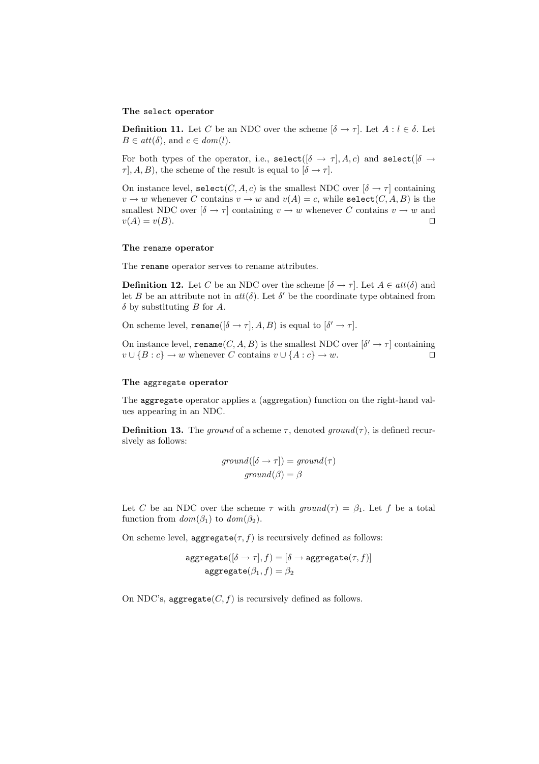### The `select` operator

**Definition 11.** Let $C$ be an NDC over the scheme $[\delta \to \tau]$. Let $A : l \in \delta$. Let $B \in att(\delta)$, and $c \in dom(l)$.

For both types of the operator, i.e., $\mathtt{select}([\delta \to \tau], A, c)$ and $\mathtt{select}([\delta \to \tau], A, B)$, the scheme of the result is equal to $[\delta \to \tau]$.

On instance level, $\mathtt{select}(C, A, c)$ is the smallest NDC over $[\delta \to \tau]$ containing $v \to w$ whenever $C$ contains $v \to w$ and $v(A) = c$, while $\mathtt{select}(C, A, B)$ is the smallest NDC over $[\delta \to \tau]$ containing $v \to w$ whenever $C$ contains $v \to w$ and $v(A) = v(B)$. □

### The `rename` operator

The `rename` operator serves to rename attributes.

**Definition 12.** Let $C$ be an NDC over the scheme $[\delta \to \tau]$. Let $A \in att(\delta)$ and let $B$ be an attribute not in $att(\delta)$. Let $\delta'$ be the coordinate type obtained from $\delta$ by substituting $B$ for $A$.

On scheme level, $\mathtt{rename}([\delta \to \tau], A, B)$ is equal to $[\delta' \to \tau]$.

On instance level, $\mathtt{rename}(C, A, B)$ is the smallest NDC over $[\delta' \to \tau]$ containing $v \cup \{B : c\} \to w$ whenever $C$ contains $v \cup \{A : c\} \to w$. □

### The `aggregate` operator

The `aggregate` operator applies a (aggregation) function on the right-hand values appearing in an NDC.

**Definition 13.** The *ground* of a scheme $\tau$, denoted $ground(\tau)$, is defined recursively as follows:

$$ground([\delta \to \tau]) = ground(\tau)$$
$$ground(\beta) = \beta$$

Let $C$ be an NDC over the scheme $\tau$ with $ground(\tau) = \beta_1$. Let $f$ be a total function from $dom(\beta_1)$ to $dom(\beta_2)$.

On scheme level, $\mathtt{aggregate}(\tau, f)$ is recursively defined as follows:

$$\mathtt{aggregate}([\delta \to \tau], f) = [\delta \to \mathtt{aggregate}(\tau, f)]$$
$$\mathtt{aggregate}(\beta_1, f) = \beta_2$$

On NDC's, $\mathtt{aggregate}(C, f)$ is recursively defined as follows.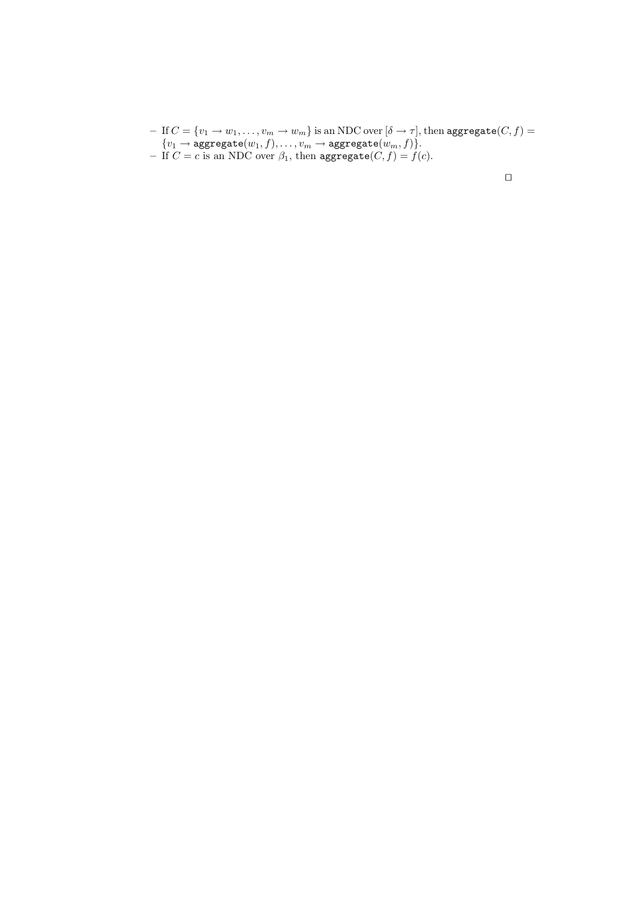- If $C = \{v_1 \to w_1, \ldots, v_m \to w_m\}$ is an NDC over $[\delta \to \tau]$, then $\texttt{aggregate}(C, f) = \{v_1 \to \texttt{aggregate}(w_1, f), \ldots, v_m \to \texttt{aggregate}(w_m, f)\}$.
- If $C = c$ is an NDC over $\beta_1$, then $\texttt{aggregate}(C, f) = f(c)$.

□